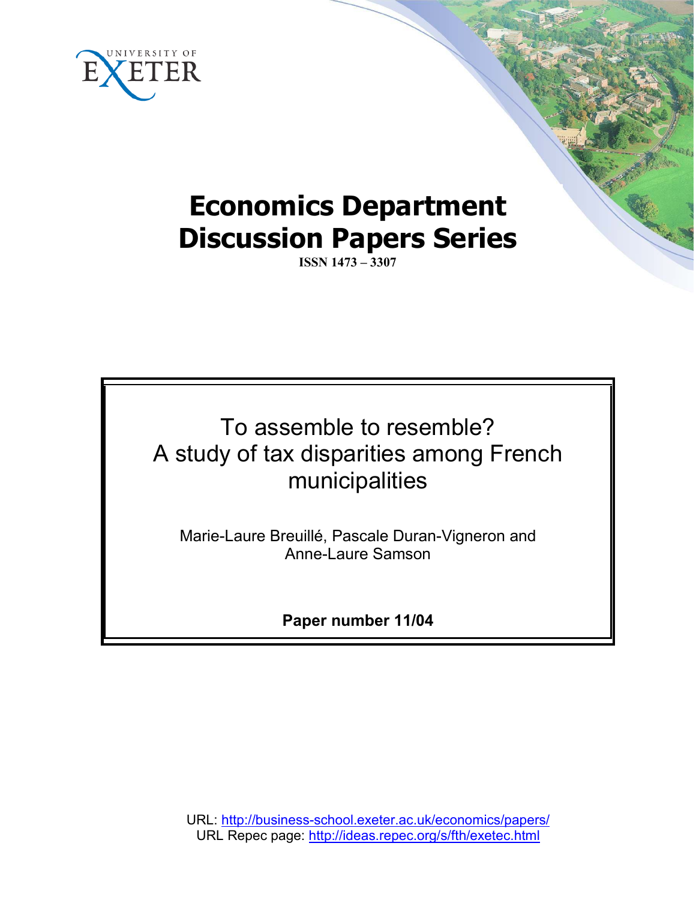UNIVERSITY OF EXETER

# Economics Department Discussion Papers Series

**ISSN 1473 – 3307**

## To assemble to resemble? A study of tax disparities among French municipalities

Marie-Laure Breuillé, Pascale Duran-Vigneron and Anne-Laure Samson

**Paper number 11/04**

URL: http://business-school.exeter.ac.uk/economics/papers/
URL Repec page: http://ideas.repec.org/s/fth/exetec.html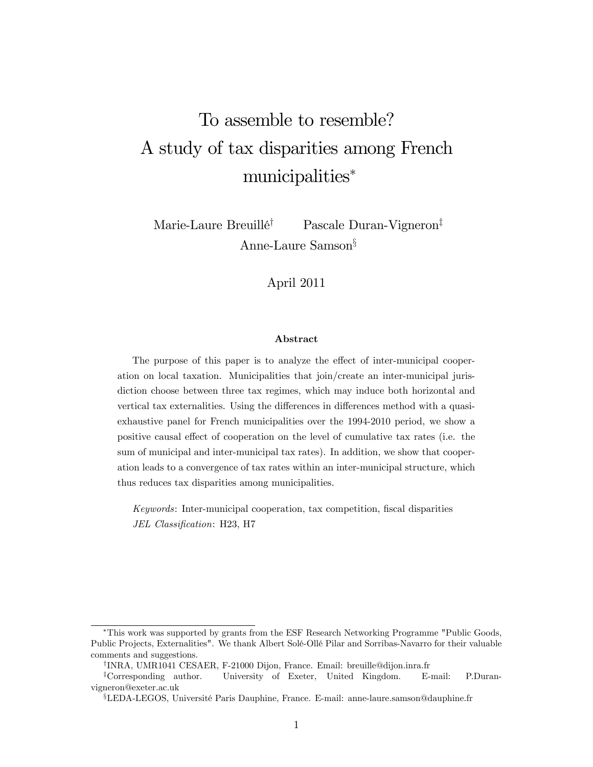# To assemble to resemble? A study of tax disparities among French municipalities*

Marie-Laure Breuillé[†] Pascale Duran-Vigneron[‡] Anne-Laure Samson[§]

April 2011

#### Abstract

The purpose of this paper is to analyze the effect of inter-municipal cooperation on local taxation. Municipalities that join/create an inter-municipal jurisdiction choose between three tax regimes, which may induce both horizontal and vertical tax externalities. Using the differences in differences method with a quasi-exhaustive panel for French municipalities over the 1994-2010 period, we show a positive causal effect of cooperation on the level of cumulative tax rates (i.e. the sum of municipal and inter-municipal tax rates). In addition, we show that cooperation leads to a convergence of tax rates within an inter-municipal structure, which thus reduces tax disparities among municipalities.

*Keywords*: Inter-municipal cooperation, tax competition, fiscal disparities
*JEL Classification*: H23, H7

---

*This work was supported by grants from the ESF Research Networking Programme "Public Goods, Public Projects, Externalities". We thank Albert Solé-Ollé Pilar and Sorribas-Navarro for their valuable comments and suggestions.

[†]INRA, UMR1041 CESAER, F-21000 Dijon, France. Email: breuille@dijon.inra.fr

[‡]Corresponding author. University of Exeter, United Kingdom. E-mail: P.Duran-vigneron@exeter.ac.uk

[§]LEDA-LEGOS, Université Paris Dauphine, France. E-mail: anne-laure.samson@dauphine.fr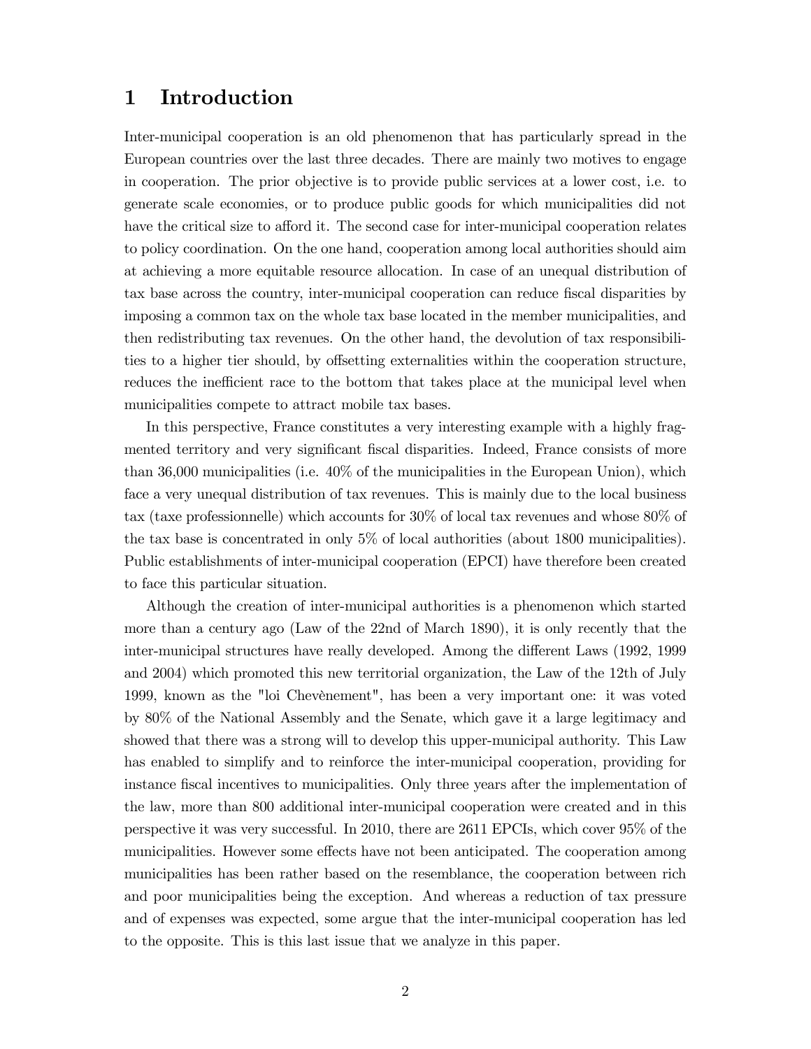# 1 Introduction

Inter-municipal cooperation is an old phenomenon that has particularly spread in the European countries over the last three decades. There are mainly two motives to engage in cooperation. The prior objective is to provide public services at a lower cost, i.e. to generate scale economies, or to produce public goods for which municipalities did not have the critical size to afford it. The second case for inter-municipal cooperation relates to policy coordination. On the one hand, cooperation among local authorities should aim at achieving a more equitable resource allocation. In case of an unequal distribution of tax base across the country, inter-municipal cooperation can reduce fiscal disparities by imposing a common tax on the whole tax base located in the member municipalities, and then redistributing tax revenues. On the other hand, the devolution of tax responsibilities to a higher tier should, by offsetting externalities within the cooperation structure, reduces the inefficient race to the bottom that takes place at the municipal level when municipalities compete to attract mobile tax bases.

In this perspective, France constitutes a very interesting example with a highly fragmented territory and very significant fiscal disparities. Indeed, France consists of more than 36,000 municipalities (i.e. 40% of the municipalities in the European Union), which face a very unequal distribution of tax revenues. This is mainly due to the local business tax (taxe professionnelle) which accounts for 30% of local tax revenues and whose 80% of the tax base is concentrated in only 5% of local authorities (about 1800 municipalities). Public establishments of inter-municipal cooperation (EPCI) have therefore been created to face this particular situation.

Although the creation of inter-municipal authorities is a phenomenon which started more than a century ago (Law of the 22nd of March 1890), it is only recently that the inter-municipal structures have really developed. Among the different Laws (1992, 1999 and 2004) which promoted this new territorial organization, the Law of the 12th of July 1999, known as the "loi Chevènement", has been a very important one: it was voted by 80% of the National Assembly and the Senate, which gave it a large legitimacy and showed that there was a strong will to develop this upper-municipal authority. This Law has enabled to simplify and to reinforce the inter-municipal cooperation, providing for instance fiscal incentives to municipalities. Only three years after the implementation of the law, more than 800 additional inter-municipal cooperation were created and in this perspective it was very successful. In 2010, there are 2611 EPCIs, which cover 95% of the municipalities. However some effects have not been anticipated. The cooperation among municipalities has been rather based on the resemblance, the cooperation between rich and poor municipalities being the exception. And whereas a reduction of tax pressure and of expenses was expected, some argue that the inter-municipal cooperation has led to the opposite. This is this last issue that we analyze in this paper.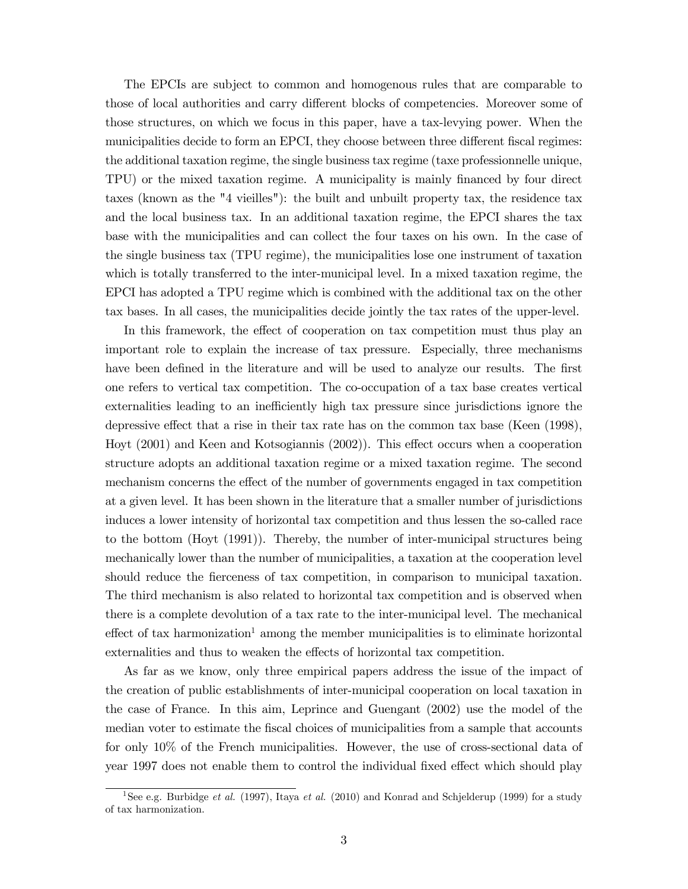The EPCIs are subject to common and homogenous rules that are comparable to those of local authorities and carry different blocks of competencies. Moreover some of those structures, on which we focus in this paper, have a tax-levying power. When the municipalities decide to form an EPCI, they choose between three different fiscal regimes: the additional taxation regime, the single business tax regime (taxe professionnelle unique, TPU) or the mixed taxation regime. A municipality is mainly financed by four direct taxes (known as the "4 vieilles"): the built and unbuilt property tax, the residence tax and the local business tax. In an additional taxation regime, the EPCI shares the tax base with the municipalities and can collect the four taxes on his own. In the case of the single business tax (TPU regime), the municipalities lose one instrument of taxation which is totally transferred to the inter-municipal level. In a mixed taxation regime, the EPCI has adopted a TPU regime which is combined with the additional tax on the other tax bases. In all cases, the municipalities decide jointly the tax rates of the upper-level.

In this framework, the effect of cooperation on tax competition must thus play an important role to explain the increase of tax pressure. Especially, three mechanisms have been defined in the literature and will be used to analyze our results. The first one refers to vertical tax competition. The co-occupation of a tax base creates vertical externalities leading to an inefficiently high tax pressure since jurisdictions ignore the depressive effect that a rise in their tax rate has on the common tax base (Keen (1998), Hoyt (2001) and Keen and Kotsogiannis (2002)). This effect occurs when a cooperation structure adopts an additional taxation regime or a mixed taxation regime. The second mechanism concerns the effect of the number of governments engaged in tax competition at a given level. It has been shown in the literature that a smaller number of jurisdictions induces a lower intensity of horizontal tax competition and thus lessen the so-called race to the bottom (Hoyt (1991)). Thereby, the number of inter-municipal structures being mechanically lower than the number of municipalities, a taxation at the cooperation level should reduce the fierceness of tax competition, in comparison to municipal taxation. The third mechanism is also related to horizontal tax competition and is observed when there is a complete devolution of a tax rate to the inter-municipal level. The mechanical effect of tax harmonization[1] among the member municipalities is to eliminate horizontal externalities and thus to weaken the effects of horizontal tax competition.

As far as we know, only three empirical papers address the issue of the impact of the creation of public establishments of inter-municipal cooperation on local taxation in the case of France. In this aim, Leprince and Guengant (2002) use the model of the median voter to estimate the fiscal choices of municipalities from a sample that accounts for only 10% of the French municipalities. However, the use of cross-sectional data of year 1997 does not enable them to control the individual fixed effect which should play

[1] See e.g. Burbidge *et al.* (1997), Itaya *et al.* (2010) and Konrad and Schjelderup (1999) for a study of tax harmonization.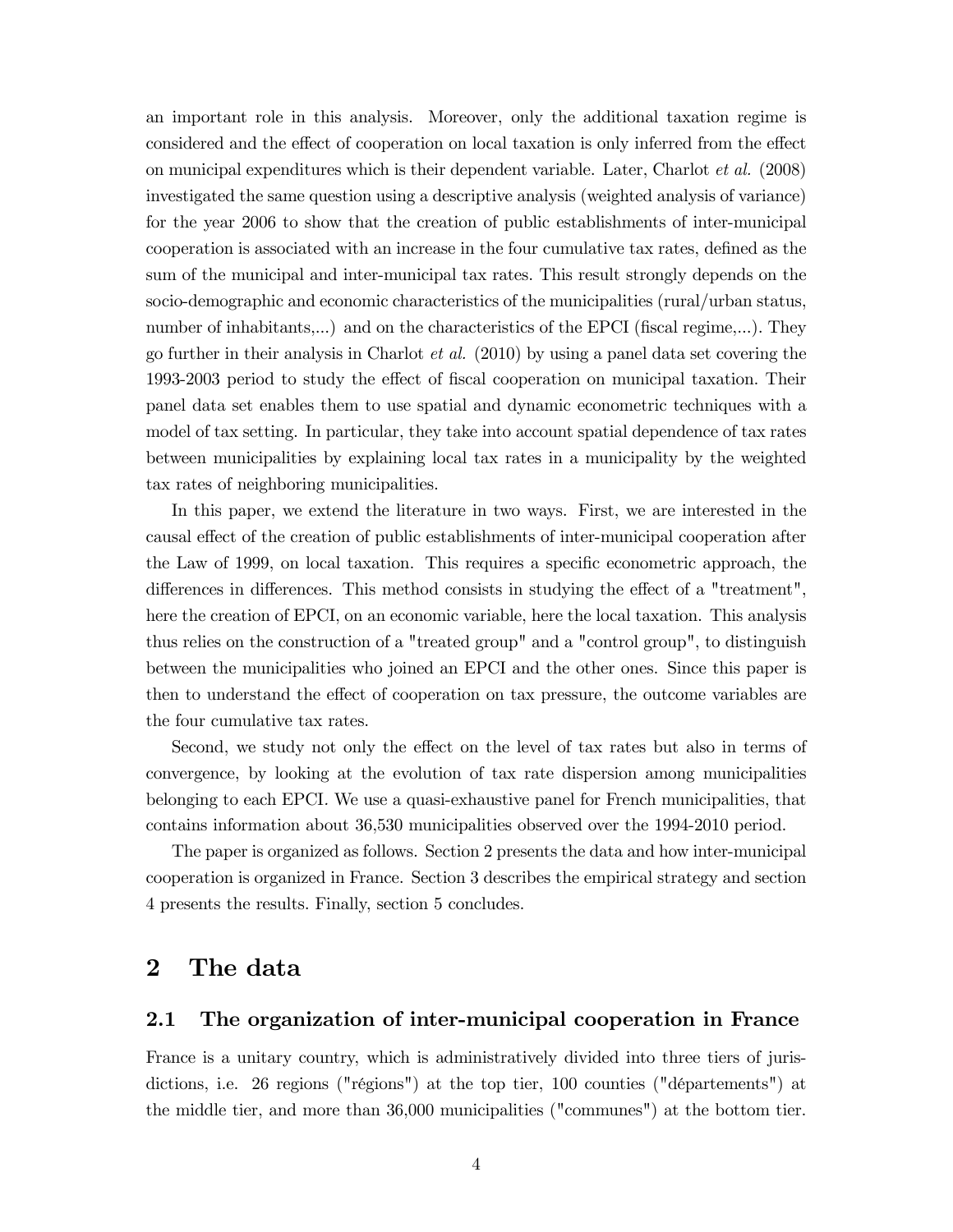an important role in this analysis. Moreover, only the additional taxation regime is considered and the effect of cooperation on local taxation is only inferred from the effect on municipal expenditures which is their dependent variable. Later, Charlot *et al.* (2008) investigated the same question using a descriptive analysis (weighted analysis of variance) for the year 2006 to show that the creation of public establishments of inter-municipal cooperation is associated with an increase in the four cumulative tax rates, defined as the sum of the municipal and inter-municipal tax rates. This result strongly depends on the socio-demographic and economic characteristics of the municipalities (rural/urban status, number of inhabitants,...) and on the characteristics of the EPCI (fiscal regime,...). They go further in their analysis in Charlot *et al.* (2010) by using a panel data set covering the 1993-2003 period to study the effect of fiscal cooperation on municipal taxation. Their panel data set enables them to use spatial and dynamic econometric techniques with a model of tax setting. In particular, they take into account spatial dependence of tax rates between municipalities by explaining local tax rates in a municipality by the weighted tax rates of neighboring municipalities.

In this paper, we extend the literature in two ways. First, we are interested in the causal effect of the creation of public establishments of inter-municipal cooperation after the Law of 1999, on local taxation. This requires a specific econometric approach, the differences in differences. This method consists in studying the effect of a "treatment", here the creation of EPCI, on an economic variable, here the local taxation. This analysis thus relies on the construction of a "treated group" and a "control group", to distinguish between the municipalities who joined an EPCI and the other ones. Since this paper is then to understand the effect of cooperation on tax pressure, the outcome variables are the four cumulative tax rates.

Second, we study not only the effect on the level of tax rates but also in terms of convergence, by looking at the evolution of tax rate dispersion among municipalities belonging to each EPCI. We use a quasi-exhaustive panel for French municipalities, that contains information about 36,530 municipalities observed over the 1994-2010 period.

The paper is organized as follows. Section 2 presents the data and how inter-municipal cooperation is organized in France. Section 3 describes the empirical strategy and section 4 presents the results. Finally, section 5 concludes.

# 2 The data

## 2.1 The organization of inter-municipal cooperation in France

France is a unitary country, which is administratively divided into three tiers of jurisdictions, i.e. 26 regions ("régions") at the top tier, 100 counties ("départements") at the middle tier, and more than 36,000 municipalities ("communes") at the bottom tier.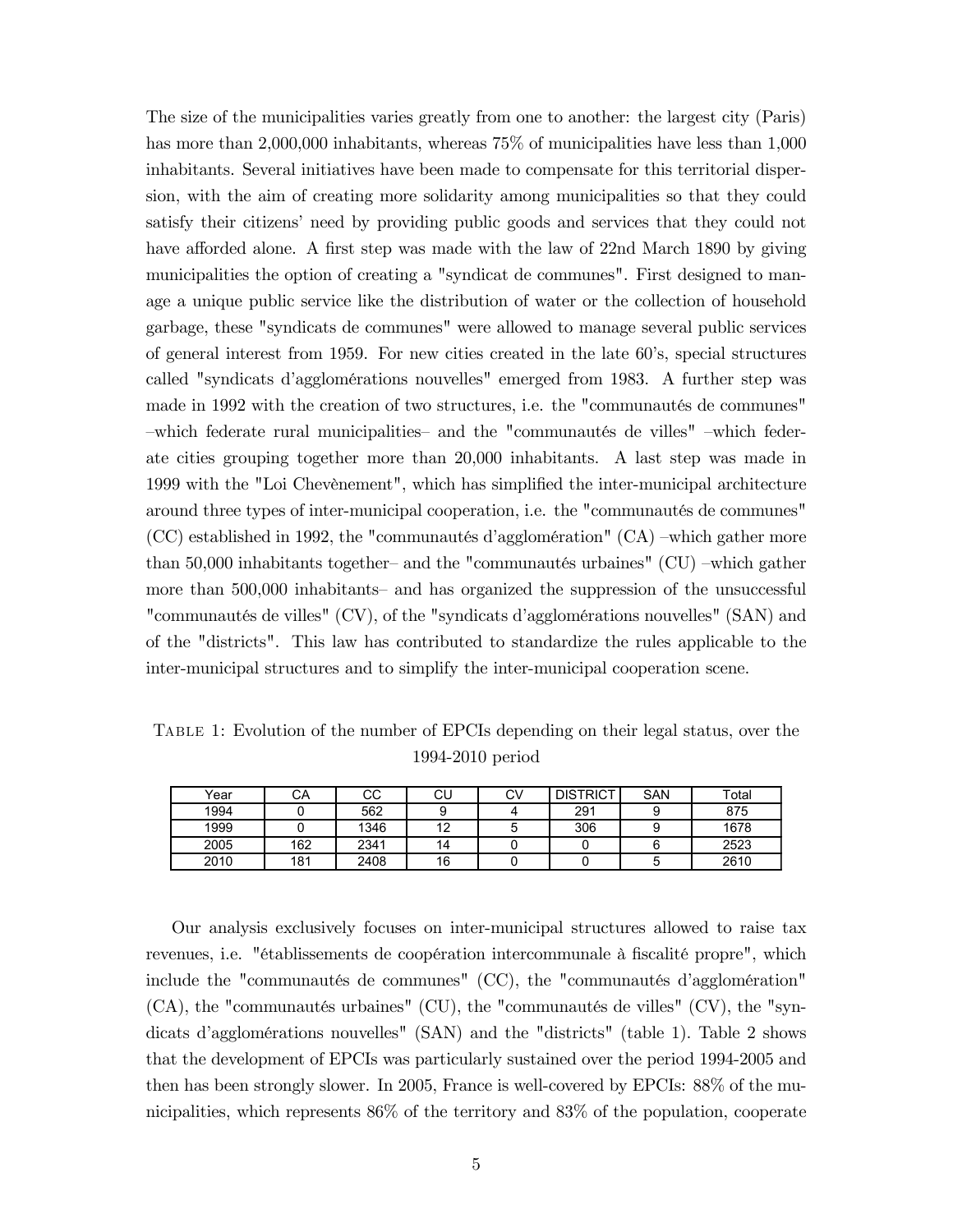The size of the municipalities varies greatly from one to another: the largest city (Paris) has more than 2,000,000 inhabitants, whereas 75% of municipalities have less than 1,000 inhabitants. Several initiatives have been made to compensate for this territorial dispersion, with the aim of creating more solidarity among municipalities so that they could satisfy their citizens' need by providing public goods and services that they could not have afforded alone. A first step was made with the law of 22nd March 1890 by giving municipalities the option of creating a "syndicat de communes". First designed to manage a unique public service like the distribution of water or the collection of household garbage, these "syndicats de communes" were allowed to manage several public services of general interest from 1959. For new cities created in the late 60's, special structures called "syndicats d'agglomérations nouvelles" emerged from 1983. A further step was made in 1992 with the creation of two structures, i.e. the "communautés de communes" –which federate rural municipalities– and the "communautés de villes" –which federate cities grouping together more than 20,000 inhabitants. A last step was made in 1999 with the "Loi Chevènement", which has simplified the inter-municipal architecture around three types of inter-municipal cooperation, i.e. the "communautés de communes" (CC) established in 1992, the "communautés d'agglomération" (CA) –which gather more than 50,000 inhabitants together– and the "communautés urbaines" (CU) –which gather more than 500,000 inhabitants– and has organized the suppression of the unsuccessful "communautés de villes" (CV), of the "syndicats d'agglomérations nouvelles" (SAN) and of the "districts". This law has contributed to standardize the rules applicable to the inter-municipal structures and to simplify the inter-municipal cooperation scene.

Table 1: Evolution of the number of EPCIs depending on their legal status, over the 1994-2010 period

| Year | CA | CC | CU | CV | DISTRICT | SAN | Total |
|---|---|---|---|---|---|---|---|
| 1994 | 0 | 562 | 9 | 4 | 291 | 9 | 875 |
| 1999 | 0 | 1346 | 12 | 5 | 306 | 9 | 1678 |
| 2005 | 162 | 2341 | 14 | 0 | 0 | 6 | 2523 |
| 2010 | 181 | 2408 | 16 | 0 | 0 | 5 | 2610 |

Our analysis exclusively focuses on inter-municipal structures allowed to raise tax revenues, i.e. "établissements de coopération intercommunale à fiscalité propre", which include the "communautés de communes" (CC), the "communautés d'agglomération" (CA), the "communautés urbaines" (CU), the "communautés de villes" (CV), the "syndicats d'agglomérations nouvelles" (SAN) and the "districts" (table 1). Table 2 shows that the development of EPCIs was particularly sustained over the period 1994-2005 and then has been strongly slower. In 2005, France is well-covered by EPCIs: 88% of the municipalities, which represents 86% of the territory and 83% of the population, cooperate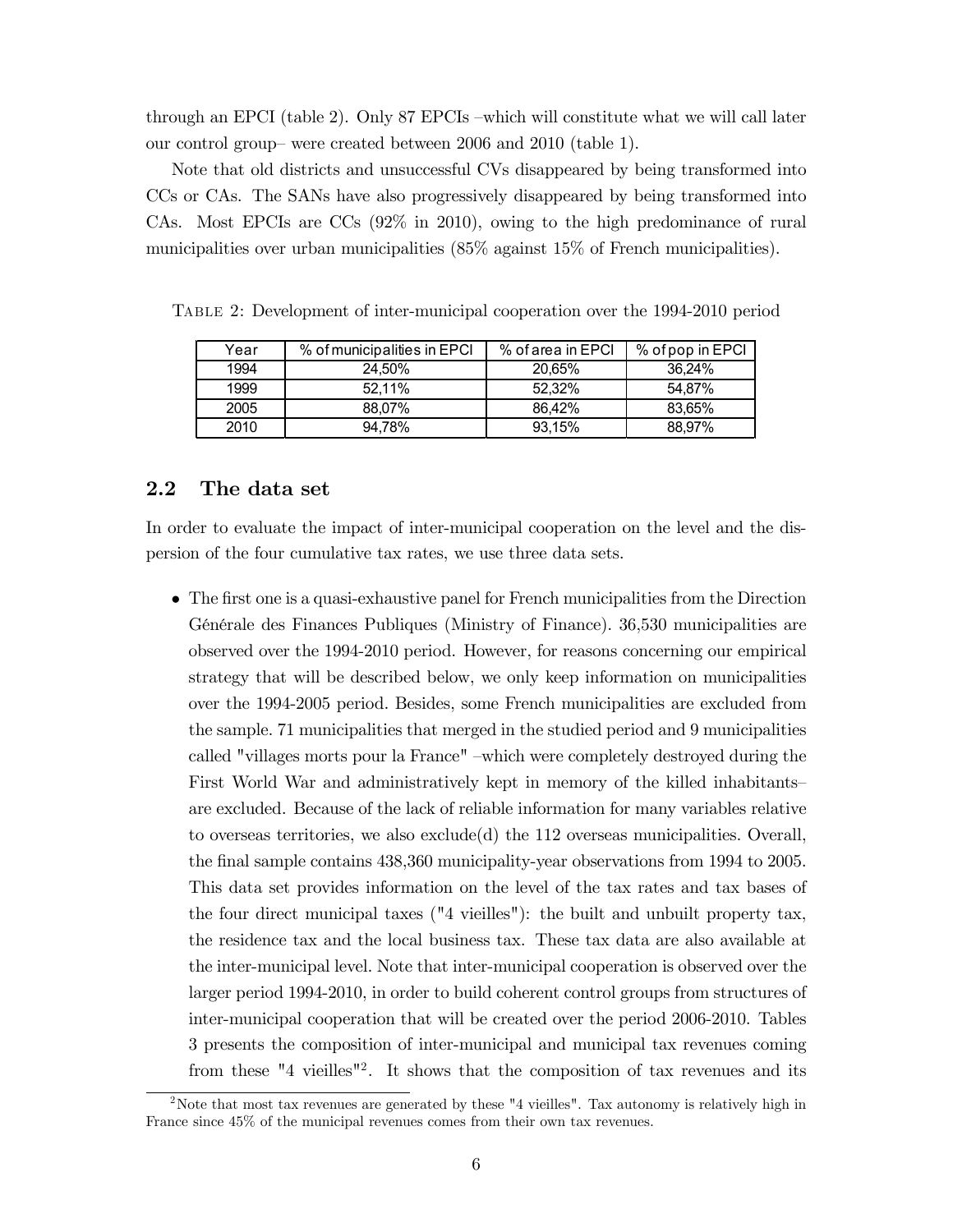through an EPCI (table 2). Only 87 EPCIs –which will constitute what we will call later our control group– were created between 2006 and 2010 (table 1).

Note that old districts and unsuccessful CVs disappeared by being transformed into CCs or CAs. The SANs have also progressively disappeared by being transformed into CAs. Most EPCIs are CCs (92% in 2010), owing to the high predominance of rural municipalities over urban municipalities (85% against 15% of French municipalities).

Table 2: Development of inter-municipal cooperation over the 1994-2010 period

| Year | % of municipalities in EPCI | % of area in EPCI | % of pop in EPCI |
|---|---|---|---|
| 1994 | 24,50% | 20,65% | 36,24% |
| 1999 | 52,11% | 52,32% | 54,87% |
| 2005 | 88,07% | 86,42% | 83,65% |
| 2010 | 94,78% | 93,15% | 88,97% |

## 2.2 The data set

In order to evaluate the impact of inter-municipal cooperation on the level and the dispersion of the four cumulative tax rates, we use three data sets.

- The first one is a quasi-exhaustive panel for French municipalities from the Direction Générale des Finances Publiques (Ministry of Finance). 36,530 municipalities are observed over the 1994-2010 period. However, for reasons concerning our empirical strategy that will be described below, we only keep information on municipalities over the 1994-2005 period. Besides, some French municipalities are excluded from the sample. 71 municipalities that merged in the studied period and 9 municipalities called "villages morts pour la France" –which were completely destroyed during the First World War and administratively kept in memory of the killed inhabitants– are excluded. Because of the lack of reliable information for many variables relative to overseas territories, we also exclude(d) the 112 overseas municipalities. Overall, the final sample contains 438,360 municipality-year observations from 1994 to 2005. This data set provides information on the level of the tax rates and tax bases of the four direct municipal taxes ("4 vieilles"): the built and unbuilt property tax, the residence tax and the local business tax. These tax data are also available at the inter-municipal level. Note that inter-municipal cooperation is observed over the larger period 1994-2010, in order to build coherent control groups from structures of inter-municipal cooperation that will be created over the period 2006-2010. Tables 3 presents the composition of inter-municipal and municipal tax revenues coming from these "4 vieilles"[2]. It shows that the composition of tax revenues and its

[2] Note that most tax revenues are generated by these "4 vieilles". Tax autonomy is relatively high in France since 45% of the municipal revenues comes from their own tax revenues.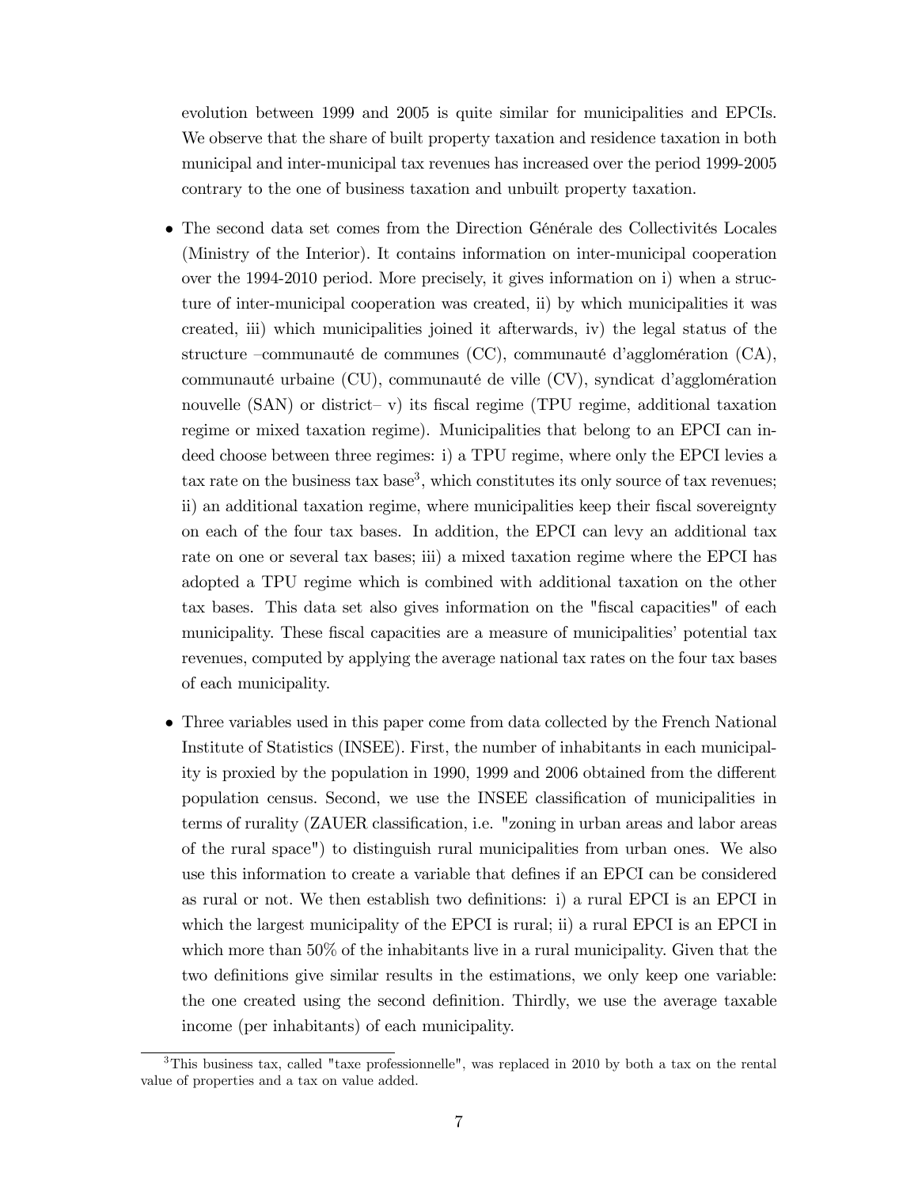evolution between 1999 and 2005 is quite similar for municipalities and EPCIs. We observe that the share of built property taxation and residence taxation in both municipal and inter-municipal tax revenues has increased over the period 1999-2005 contrary to the one of business taxation and unbuilt property taxation.

- The second data set comes from the Direction Générale des Collectivités Locales (Ministry of the Interior). It contains information on inter-municipal cooperation over the 1994-2010 period. More precisely, it gives information on i) when a structure of inter-municipal cooperation was created, ii) by which municipalities it was created, iii) which municipalities joined it afterwards, iv) the legal status of the structure –communauté de communes (CC), communauté d'agglomération (CA), communauté urbaine (CU), communauté de ville (CV), syndicat d'agglomération nouvelle (SAN) or district– v) its fiscal regime (TPU regime, additional taxation regime or mixed taxation regime). Municipalities that belong to an EPCI can indeed choose between three regimes: i) a TPU regime, where only the EPCI levies a tax rate on the business tax base[3], which constitutes its only source of tax revenues; ii) an additional taxation regime, where municipalities keep their fiscal sovereignty on each of the four tax bases. In addition, the EPCI can levy an additional tax rate on one or several tax bases; iii) a mixed taxation regime where the EPCI has adopted a TPU regime which is combined with additional taxation on the other tax bases. This data set also gives information on the "fiscal capacities" of each municipality. These fiscal capacities are a measure of municipalities' potential tax revenues, computed by applying the average national tax rates on the four tax bases of each municipality.

- Three variables used in this paper come from data collected by the French National Institute of Statistics (INSEE). First, the number of inhabitants in each municipality is proxied by the population in 1990, 1999 and 2006 obtained from the different population census. Second, we use the INSEE classification of municipalities in terms of rurality (ZAUER classification, i.e. "zoning in urban areas and labor areas of the rural space") to distinguish rural municipalities from urban ones. We also use this information to create a variable that defines if an EPCI can be considered as rural or not. We then establish two definitions: i) a rural EPCI is an EPCI in which the largest municipality of the EPCI is rural; ii) a rural EPCI is an EPCI in which more than 50% of the inhabitants live in a rural municipality. Given that the two definitions give similar results in the estimations, we only keep one variable: the one created using the second definition. Thirdly, we use the average taxable income (per inhabitants) of each municipality.

[3]This business tax, called "taxe professionnelle", was replaced in 2010 by both a tax on the rental value of properties and a tax on value added.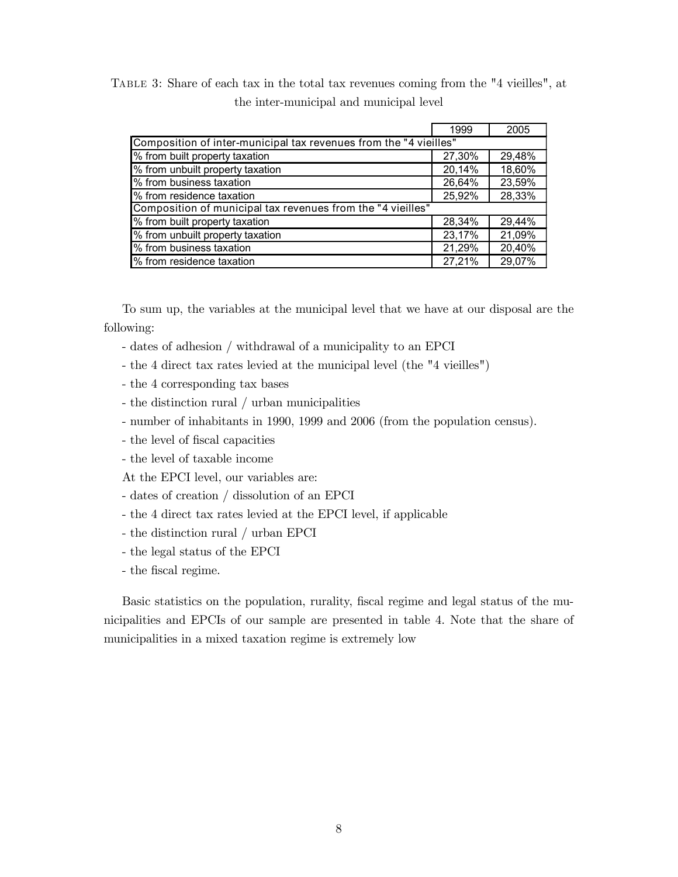Table 3: Share of each tax in the total tax revenues coming from the "4 vieilles", at the inter-municipal and municipal level

| | 1999 | 2005 |
|---|---|---|
| Composition of inter-municipal tax revenues from the "4 vieilles" | | |
| % from built property taxation | 27,30% | 29,48% |
| % from unbuilt property taxation | 20,14% | 18,60% |
| % from business taxation | 26,64% | 23,59% |
| % from residence taxation | 25,92% | 28,33% |
| Composition of municipal tax revenues from the "4 vieilles" | | |
| % from built property taxation | 28,34% | 29,44% |
| % from unbuilt property taxation | 23,17% | 21,09% |
| % from business taxation | 21,29% | 20,40% |
| % from residence taxation | 27,21% | 29,07% |

To sum up, the variables at the municipal level that we have at our disposal are the following:

- dates of adhesion / withdrawal of a municipality to an EPCI
- the 4 direct tax rates levied at the municipal level (the "4 vieilles")
- the 4 corresponding tax bases
- the distinction rural / urban municipalities
- number of inhabitants in 1990, 1999 and 2006 (from the population census).
- the level of fiscal capacities
- the level of taxable income

At the EPCI level, our variables are:

- dates of creation / dissolution of an EPCI
- the 4 direct tax rates levied at the EPCI level, if applicable
- the distinction rural / urban EPCI
- the legal status of the EPCI
- the fiscal regime.

Basic statistics on the population, rurality, fiscal regime and legal status of the municipalities and EPCIs of our sample are presented in table 4. Note that the share of municipalities in a mixed taxation regime is extremely low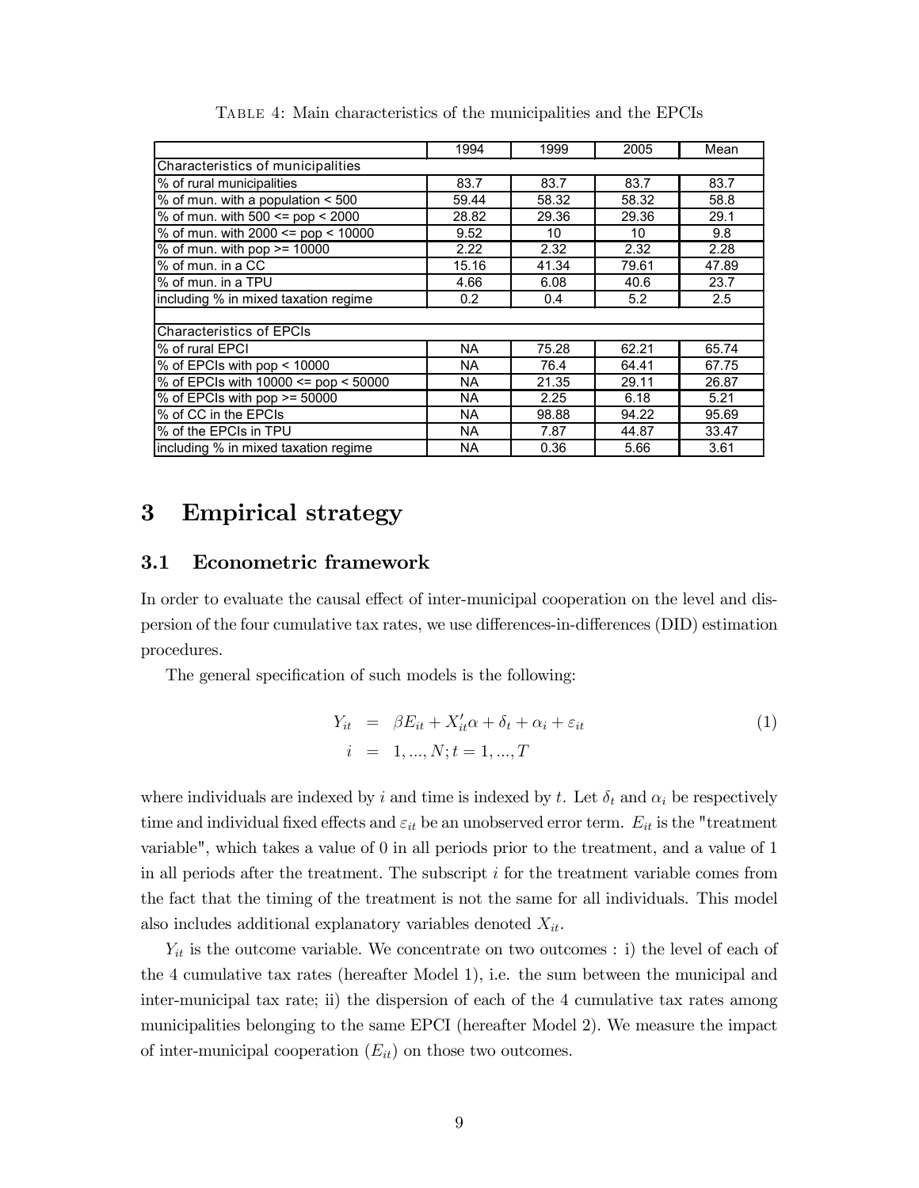Table 4: Main characteristics of the municipalities and the EPCIs

| | 1994 | 1999 | 2005 | Mean |
|---|---|---|---|---|
| Characteristics of municipalities | | | | |
| % of rural municipalities | 83.7 | 83.7 | 83.7 | 83.7 |
| % of mun. with a population < 500 | 59.44 | 58.32 | 58.32 | 58.8 |
| % of mun. with 500 <= pop < 2000 | 28.82 | 29.36 | 29.36 | 29.1 |
| % of mun. with 2000 <= pop < 10000 | 9.52 | 10 | 10 | 9.8 |
| % of mun. with pop >= 10000 | 2.22 | 2.32 | 2.32 | 2.28 |
| % of mun. in a CC | 15.16 | 41.34 | 79.61 | 47.89 |
| % of mun. in a TPU | 4.66 | 6.08 | 40.6 | 23.7 |
| including % in mixed taxation regime | 0.2 | 0.4 | 5.2 | 2.5 |
| | | | | |
| Characteristics of EPCIs | | | | |
| % of rural EPCI | NA | 75.28 | 62.21 | 65.74 |
| % of EPCIs with pop < 10000 | NA | 76.4 | 64.41 | 67.75 |
| % of EPCIs with 10000 <= pop < 50000 | NA | 21.35 | 29.11 | 26.87 |
| % of EPCIs with pop >= 50000 | NA | 2.25 | 6.18 | 5.21 |
| % of CC in the EPCIs | NA | 98.88 | 94.22 | 95.69 |
| % of the EPCIs in TPU | NA | 7.87 | 44.87 | 33.47 |
| including % in mixed taxation regime | NA | 0.36 | 5.66 | 3.61 |

# 3 Empirical strategy

## 3.1 Econometric framework

In order to evaluate the causal effect of inter-municipal cooperation on the level and dispersion of the four cumulative tax rates, we use differences-in-differences (DID) estimation procedures.

The general specification of such models is the following:

$$
\begin{aligned}
Y_{it} &= \beta E_{it} + X_{it}'\alpha + \delta_t + \alpha_i + \varepsilon_{it} \\
i &= 1, ..., N; t = 1, ..., T
\end{aligned}
\tag{1}
$$

where individuals are indexed by $i$ and time is indexed by $t$. Let $\delta_t$ and $\alpha_i$ be respectively time and individual fixed effects and $\varepsilon_{it}$ be an unobserved error term. $E_{it}$ is the "treatment variable", which takes a value of 0 in all periods prior to the treatment, and a value of 1 in all periods after the treatment. The subscript $i$ for the treatment variable comes from the fact that the timing of the treatment is not the same for all individuals. This model also includes additional explanatory variables denoted $X_{it}$.

$Y_{it}$ is the outcome variable. We concentrate on two outcomes : i) the level of each of the 4 cumulative tax rates (hereafter Model 1), i.e. the sum between the municipal and inter-municipal tax rate; ii) the dispersion of each of the 4 cumulative tax rates among municipalities belonging to the same EPCI (hereafter Model 2). We measure the impact of inter-municipal cooperation ($E_{it}$) on those two outcomes.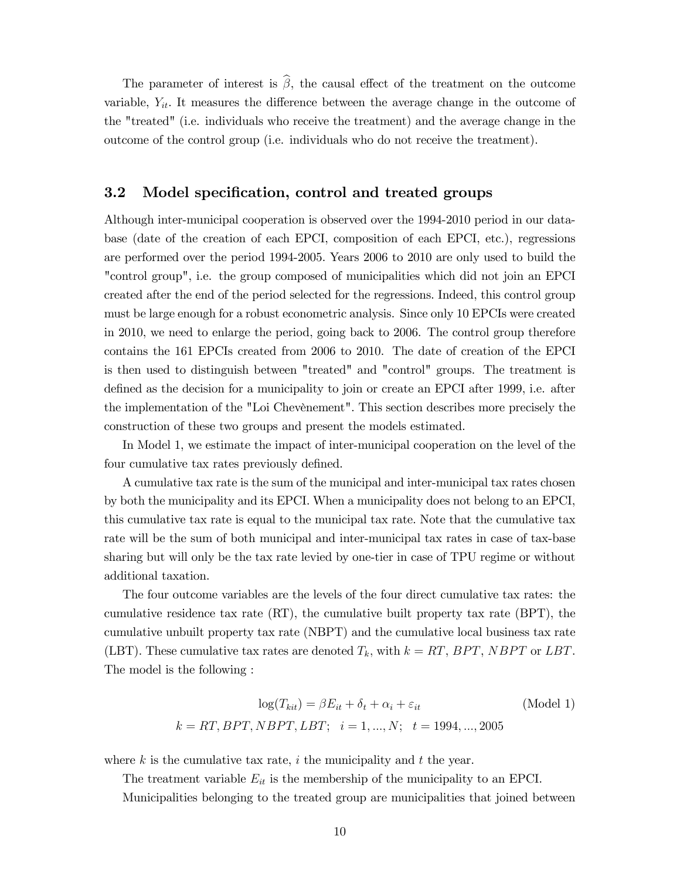The parameter of interest is $\widehat{\beta}$, the causal effect of the treatment on the outcome variable, $Y_{it}$. It measures the difference between the average change in the outcome of the "treated" (i.e. individuals who receive the treatment) and the average change in the outcome of the control group (i.e. individuals who do not receive the treatment).

## 3.2 Model specification, control and treated groups

Although inter-municipal cooperation is observed over the 1994-2010 period in our database (date of the creation of each EPCI, composition of each EPCI, etc.), regressions are performed over the period 1994-2005. Years 2006 to 2010 are only used to build the "control group", i.e. the group composed of municipalities which did not join an EPCI created after the end of the period selected for the regressions. Indeed, this control group must be large enough for a robust econometric analysis. Since only 10 EPCIs were created in 2010, we need to enlarge the period, going back to 2006. The control group therefore contains the 161 EPCIs created from 2006 to 2010. The date of creation of the EPCI is then used to distinguish between "treated" and "control" groups. The treatment is defined as the decision for a municipality to join or create an EPCI after 1999, i.e. after the implementation of the "Loi Chevènement". This section describes more precisely the construction of these two groups and present the models estimated.

In Model 1, we estimate the impact of inter-municipal cooperation on the level of the four cumulative tax rates previously defined.

A cumulative tax rate is the sum of the municipal and inter-municipal tax rates chosen by both the municipality and its EPCI. When a municipality does not belong to an EPCI, this cumulative tax rate is equal to the municipal tax rate. Note that the cumulative tax rate will be the sum of both municipal and inter-municipal tax rates in case of tax-base sharing but will only be the tax rate levied by one-tier in case of TPU regime or without additional taxation.

The four outcome variables are the levels of the four direct cumulative tax rates: the cumulative residence tax rate (RT), the cumulative built property tax rate (BPT), the cumulative unbuilt property tax rate (NBPT) and the cumulative local business tax rate (LBT). These cumulative tax rates are denoted $T_k$, with $k = RT$, $BPT$, $NBPT$ or $LBT$. The model is the following :

$$\log(T_{kit}) = \beta E_{it} + \delta_t + \alpha_i + \varepsilon_{it} \qquad \text{(Model 1)}$$

$$k = RT, BPT, NBPT, LBT; \quad i = 1, ..., N; \quad t = 1994, ..., 2005$$

where $k$ is the cumulative tax rate, $i$ the municipality and $t$ the year.

The treatment variable $E_{it}$ is the membership of the municipality to an EPCI.

Municipalities belonging to the treated group are municipalities that joined between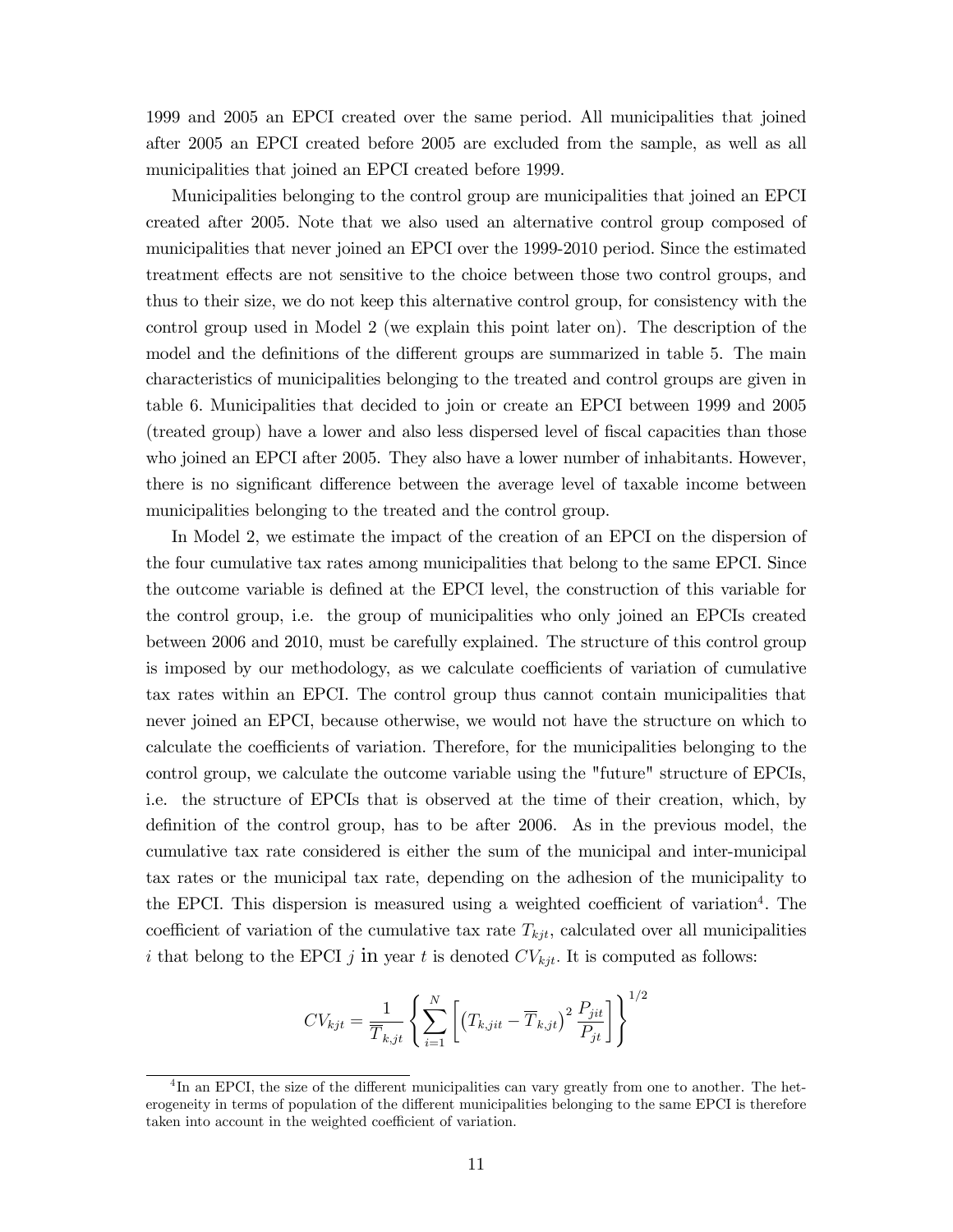1999 and 2005 an EPCI created over the same period. All municipalities that joined after 2005 an EPCI created before 2005 are excluded from the sample, as well as all municipalities that joined an EPCI created before 1999.

Municipalities belonging to the control group are municipalities that joined an EPCI created after 2005. Note that we also used an alternative control group composed of municipalities that never joined an EPCI over the 1999-2010 period. Since the estimated treatment effects are not sensitive to the choice between those two control groups, and thus to their size, we do not keep this alternative control group, for consistency with the control group used in Model 2 (we explain this point later on). The description of the model and the definitions of the different groups are summarized in table 5. The main characteristics of municipalities belonging to the treated and control groups are given in table 6. Municipalities that decided to join or create an EPCI between 1999 and 2005 (treated group) have a lower and also less dispersed level of fiscal capacities than those who joined an EPCI after 2005. They also have a lower number of inhabitants. However, there is no significant difference between the average level of taxable income between municipalities belonging to the treated and the control group.

In Model 2, we estimate the impact of the creation of an EPCI on the dispersion of the four cumulative tax rates among municipalities that belong to the same EPCI. Since the outcome variable is defined at the EPCI level, the construction of this variable for the control group, i.e. the group of municipalities who only joined an EPCIs created between 2006 and 2010, must be carefully explained. The structure of this control group is imposed by our methodology, as we calculate coefficients of variation of cumulative tax rates within an EPCI. The control group thus cannot contain municipalities that never joined an EPCI, because otherwise, we would not have the structure on which to calculate the coefficients of variation. Therefore, for the municipalities belonging to the control group, we calculate the outcome variable using the "future" structure of EPCIs, i.e. the structure of EPCIs that is observed at the time of their creation, which, by definition of the control group, has to be after 2006. As in the previous model, the cumulative tax rate considered is either the sum of the municipal and inter-municipal tax rates or the municipal tax rate, depending on the adhesion of the municipality to the EPCI. This dispersion is measured using a weighted coefficient of variation[4]. The coefficient of variation of the cumulative tax rate $T_{kjt}$, calculated over all municipalities $i$ that belong to the EPCI $j$ in year $t$ is denoted $CV_{kjt}$. It is computed as follows:

$$CV_{kjt} = \frac{1}{\overline{T}_{k,jt}} \left\{ \sum_{i=1}^{N} \left[ \left( T_{k,jit} - \overline{T}_{k,jt} \right)^2 \frac{P_{jit}}{P_{jt}} \right] \right\}^{1/2}$$

[4] In an EPCI, the size of the different municipalities can vary greatly from one to another. The heterogeneity in terms of population of the different municipalities belonging to the same EPCI is therefore taken into account in the weighted coefficient of variation.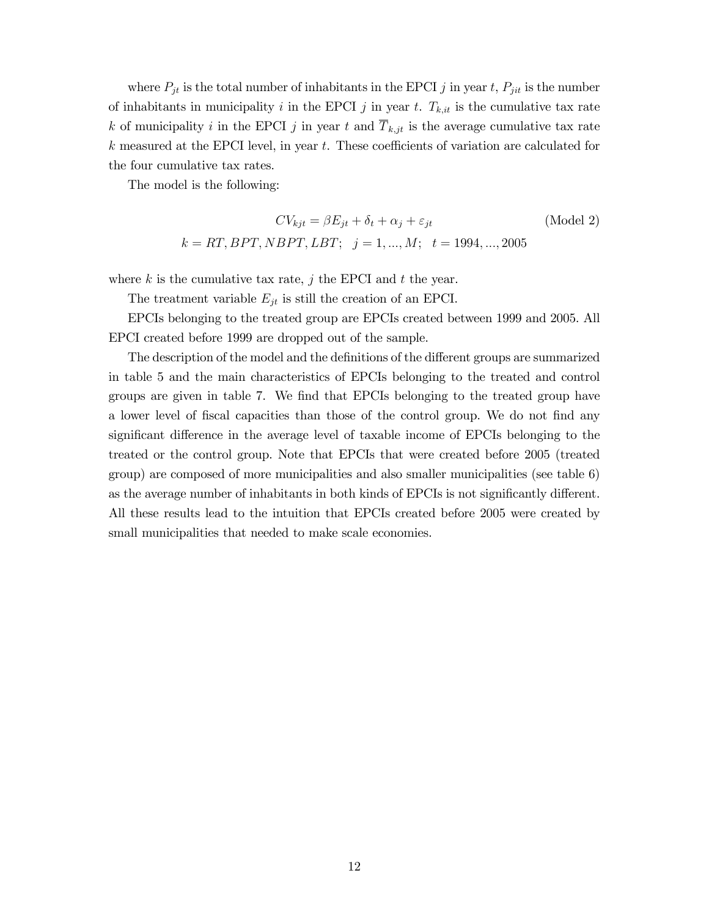where $P_{jt}$ is the total number of inhabitants in the EPCI $j$ in year $t$, $P_{jit}$ is the number of inhabitants in municipality $i$ in the EPCI $j$ in year $t$. $T_{k,it}$ is the cumulative tax rate $k$ of municipality $i$ in the EPCI $j$ in year $t$ and $\overline{T}_{k,jt}$ is the average cumulative tax rate $k$ measured at the EPCI level, in year $t$. These coefficients of variation are calculated for the four cumulative tax rates.

The model is the following:

$$CV_{kjt} = \beta E_{jt} + \delta_t + \alpha_j + \varepsilon_{jt} \qquad \text{(Model 2)}$$

$$k = RT, BPT, NBPT, LBT; \quad j = 1, ..., M; \quad t = 1994, ..., 2005$$

where $k$ is the cumulative tax rate, $j$ the EPCI and $t$ the year.

The treatment variable $E_{jt}$ is still the creation of an EPCI.

EPCIs belonging to the treated group are EPCIs created between 1999 and 2005. All EPCI created before 1999 are dropped out of the sample.

The description of the model and the definitions of the different groups are summarized in table 5 and the main characteristics of EPCIs belonging to the treated and control groups are given in table 7. We find that EPCIs belonging to the treated group have a lower level of fiscal capacities than those of the control group. We do not find any significant difference in the average level of taxable income of EPCIs belonging to the treated or the control group. Note that EPCIs that were created before 2005 (treated group) are composed of more municipalities and also smaller municipalities (see table 6) as the average number of inhabitants in both kinds of EPCIs is not significantly different. All these results lead to the intuition that EPCIs created before 2005 were created by small municipalities that needed to make scale economies.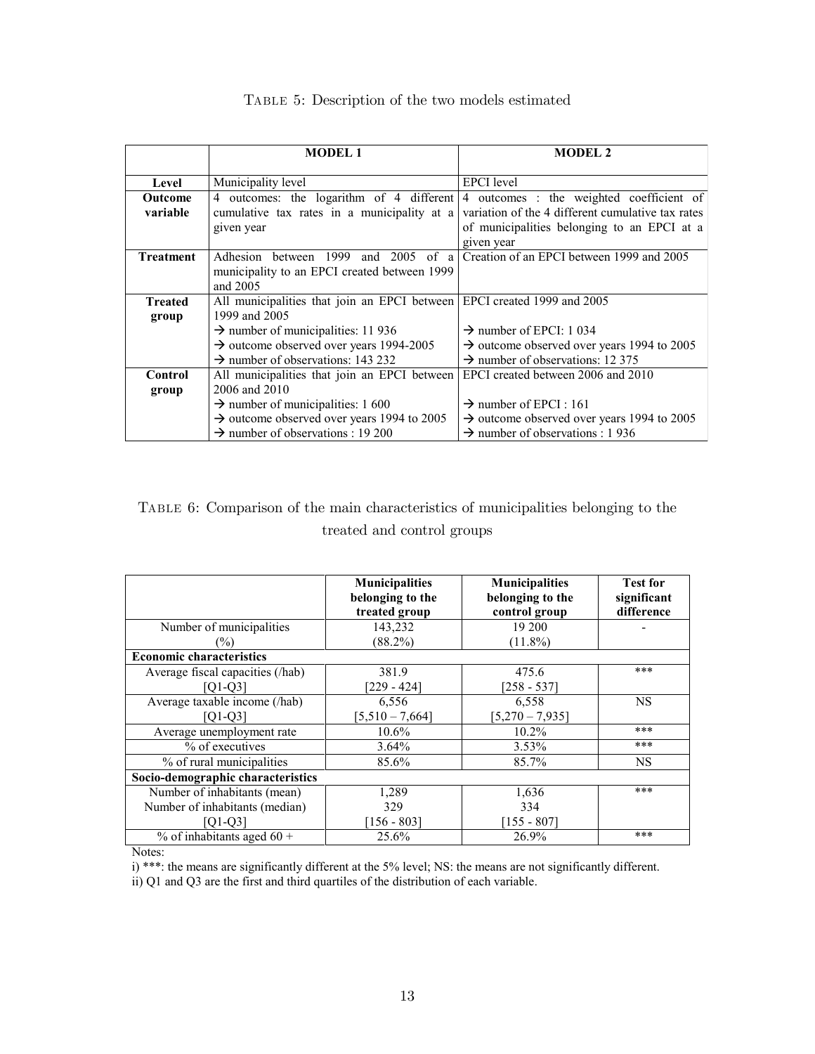Table 5: Description of the two models estimated

| | **MODEL 1** | **MODEL 2** |
|---|---|---|
| **Level** | Municipality level | EPCI level |
| **Outcome variable** | 4 outcomes: the logarithm of 4 different cumulative tax rates in a municipality at a given year | 4 outcomes : the weighted coefficient of variation of the 4 different cumulative tax rates of municipalities belonging to an EPCI at a given year |
| **Treatment** | Adhesion between 1999 and 2005 of a municipality to an EPCI created between 1999 and 2005 | Creation of an EPCI between 1999 and 2005 |
| **Treated group** | All municipalities that join an EPCI between 1999 and 2005<br>→ number of municipalities: 11 936<br>→ outcome observed over years 1994-2005<br>→ number of observations: 143 232 | EPCI created 1999 and 2005<br><br>→ number of EPCI: 1 034<br>→ outcome observed over years 1994 to 2005<br>→ number of observations: 12 375 |
| **Control group** | All municipalities that join an EPCI between 2006 and 2010<br>→ number of municipalities: 1 600<br>→ outcome observed over years 1994 to 2005<br>→ number of observations : 19 200 | EPCI created between 2006 and 2010<br><br>→ number of EPCI : 161<br>→ outcome observed over years 1994 to 2005<br>→ number of observations : 1 936 |

Table 6: Comparison of the main characteristics of municipalities belonging to the treated and control groups

| | **Municipalities belonging to the treated group** | **Municipalities belonging to the control group** | **Test for significant difference** |
|---|---|---|---|
| Number of municipalities<br>(%) | 143,232<br>(88.2%) | 19 200<br>(11.8%) | - |
| **Economic characteristics** | | | |
| Average fiscal capacities (/hab)<br>[Q1-Q3] | 381.9<br>[229 - 424] | 475.6<br>[258 - 537] | *** |
| Average taxable income (/hab)<br>[Q1-Q3] | 6,556<br>[5,510 – 7,664] | 6,558<br>[5,270 – 7,935] | NS |
| Average unemployment rate | 10.6% | 10.2% | *** |
| % of executives | 3.64% | 3.53% | *** |
| % of rural municipalities | 85.6% | 85.7% | NS |
| **Socio-demographic characteristics** | | | |
| Number of inhabitants (mean)<br>Number of inhabitants (median)<br>[Q1-Q3] | 1,289<br>329<br>[156 - 803] | 1,636<br>334<br>[155 - 807] | *** |
| % of inhabitants aged 60 + | 25.6% | 26.9% | *** |

Notes:

i) ***: the means are significantly different at the 5% level; NS: the means are not significantly different.

ii) Q1 and Q3 are the first and third quartiles of the distribution of each variable.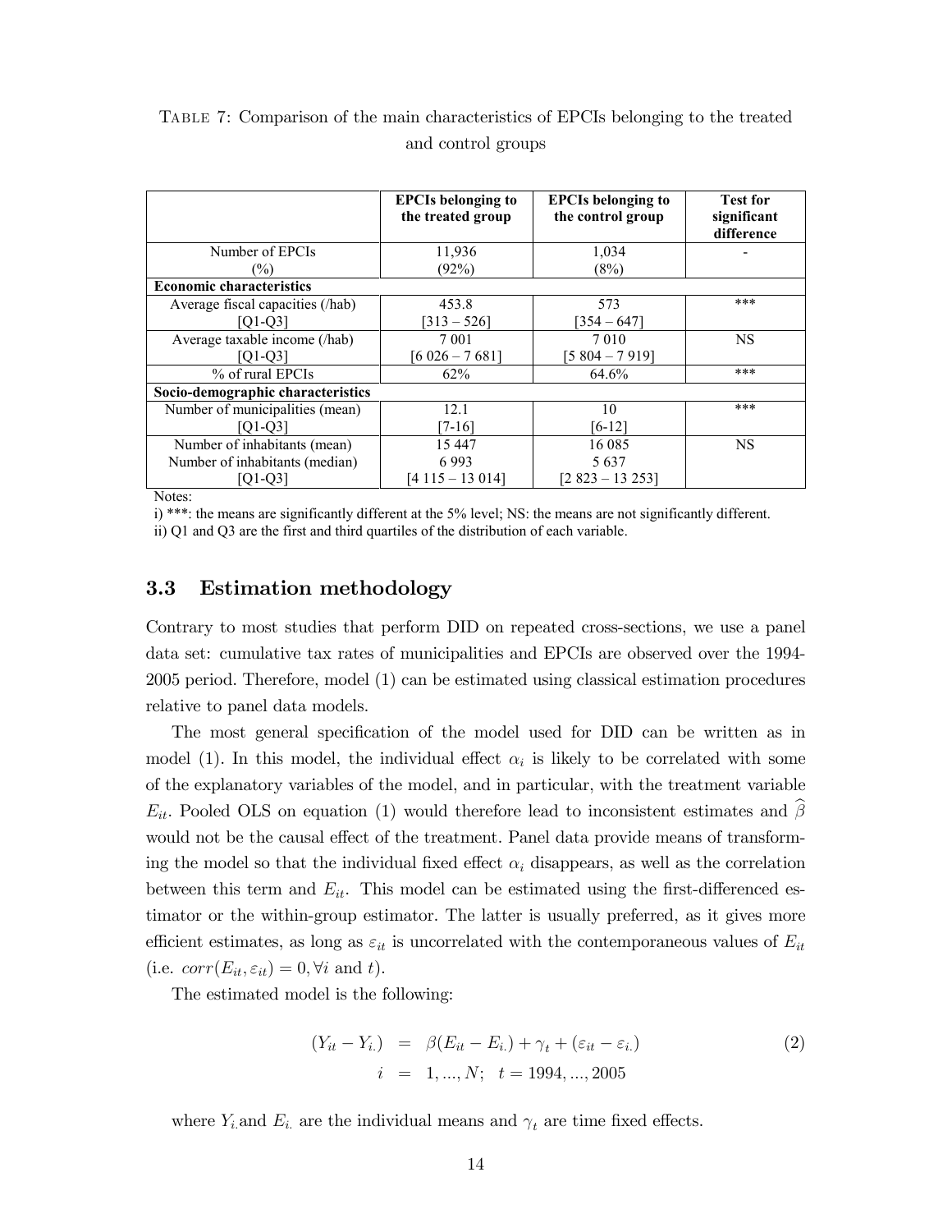TABLE 7: Comparison of the main characteristics of EPCIs belonging to the treated and control groups

| | **EPCIs belonging to the treated group** | **EPCIs belonging to the control group** | **Test for significant difference** |
|---|---|---|---|
| Number of EPCIs<br>(%) | 11,936<br>(92%) | 1,034<br>(8%) | - |
| **Economic characteristics** | | | |
| Average fiscal capacities (/hab)<br>[Q1-Q3] | 453.8<br>[313 – 526] | 573<br>[354 – 647] | *** |
| Average taxable income (/hab)<br>[Q1-Q3] | 7 001<br>[6 026 – 7 681] | 7 010<br>[5 804 – 7 919] | NS |
| % of rural EPCIs | 62% | 64.6% | *** |
| **Socio-demographic characteristics** | | | |
| Number of municipalities (mean)<br>[Q1-Q3] | 12.1<br>[7-16] | 10<br>[6-12] | *** |
| Number of inhabitants (mean)<br>Number of inhabitants (median)<br>[Q1-Q3] | 15 447<br>6 993<br>[4 115 – 13 014] | 16 085<br>5 637<br>[2 823 – 13 253] | NS |

Notes:

i) ***: the means are significantly different at the 5% level; NS: the means are not significantly different.

ii) Q1 and Q3 are the first and third quartiles of the distribution of each variable.

### 3.3 Estimation methodology

Contrary to most studies that perform DID on repeated cross-sections, we use a panel data set: cumulative tax rates of municipalities and EPCIs are observed over the 1994-2005 period. Therefore, model (1) can be estimated using classical estimation procedures relative to panel data models.

The most general specification of the model used for DID can be written as in model (1). In this model, the individual effect $\alpha_i$ is likely to be correlated with some of the explanatory variables of the model, and in particular, with the treatment variable $E_{it}$. Pooled OLS on equation (1) would therefore lead to inconsistent estimates and $\widehat{\beta}$ would not be the causal effect of the treatment. Panel data provide means of transforming the model so that the individual fixed effect $\alpha_i$ disappears, as well as the correlation between this term and $E_{it}$. This model can be estimated using the first-differenced estimator or the within-group estimator. The latter is usually preferred, as it gives more efficient estimates, as long as $\varepsilon_{it}$ is uncorrelated with the contemporaneous values of $E_{it}$ (i.e. $corr(E_{it}, \varepsilon_{it}) = 0, \forall i$ and $t$).

The estimated model is the following:

$$
\begin{aligned}
(Y_{it} - Y_{i.}) &= \beta(E_{it} - E_{i.}) + \gamma_t + (\varepsilon_{it} - \varepsilon_{i.}) \\
i &= 1, ..., N; \quad t = 1994, ..., 2005
\end{aligned}
\tag{2}
$$

where $Y_{i.}$ and $E_{i.}$ are the individual means and $\gamma_t$ are time fixed effects.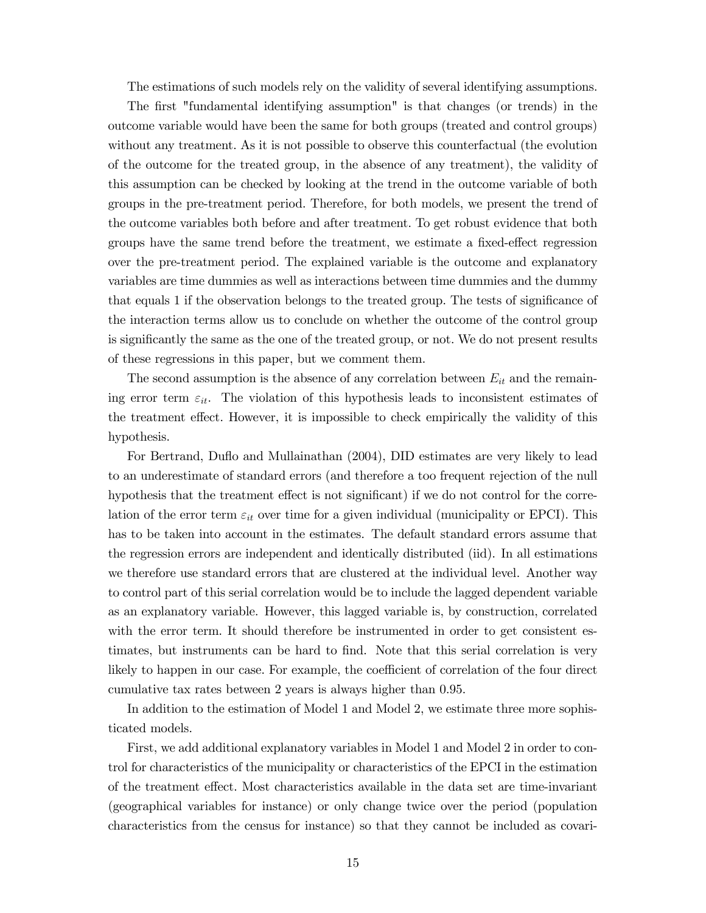The estimations of such models rely on the validity of several identifying assumptions.

The first "fundamental identifying assumption" is that changes (or trends) in the outcome variable would have been the same for both groups (treated and control groups) without any treatment. As it is not possible to observe this counterfactual (the evolution of the outcome for the treated group, in the absence of any treatment), the validity of this assumption can be checked by looking at the trend in the outcome variable of both groups in the pre-treatment period. Therefore, for both models, we present the trend of the outcome variables both before and after treatment. To get robust evidence that both groups have the same trend before the treatment, we estimate a fixed-effect regression over the pre-treatment period. The explained variable is the outcome and explanatory variables are time dummies as well as interactions between time dummies and the dummy that equals 1 if the observation belongs to the treated group. The tests of significance of the interaction terms allow us to conclude on whether the outcome of the control group is significantly the same as the one of the treated group, or not. We do not present results of these regressions in this paper, but we comment them.

The second assumption is the absence of any correlation between $E_{it}$ and the remaining error term $\varepsilon_{it}$. The violation of this hypothesis leads to inconsistent estimates of the treatment effect. However, it is impossible to check empirically the validity of this hypothesis.

For Bertrand, Duflo and Mullainathan (2004), DID estimates are very likely to lead to an underestimate of standard errors (and therefore a too frequent rejection of the null hypothesis that the treatment effect is not significant) if we do not control for the correlation of the error term $\varepsilon_{it}$ over time for a given individual (municipality or EPCI). This has to be taken into account in the estimates. The default standard errors assume that the regression errors are independent and identically distributed (iid). In all estimations we therefore use standard errors that are clustered at the individual level. Another way to control part of this serial correlation would be to include the lagged dependent variable as an explanatory variable. However, this lagged variable is, by construction, correlated with the error term. It should therefore be instrumented in order to get consistent estimates, but instruments can be hard to find. Note that this serial correlation is very likely to happen in our case. For example, the coefficient of correlation of the four direct cumulative tax rates between 2 years is always higher than 0.95.

In addition to the estimation of Model 1 and Model 2, we estimate three more sophisticated models.

First, we add additional explanatory variables in Model 1 and Model 2 in order to control for characteristics of the municipality or characteristics of the EPCI in the estimation of the treatment effect. Most characteristics available in the data set are time-invariant (geographical variables for instance) or only change twice over the period (population characteristics from the census for instance) so that they cannot be included as covari-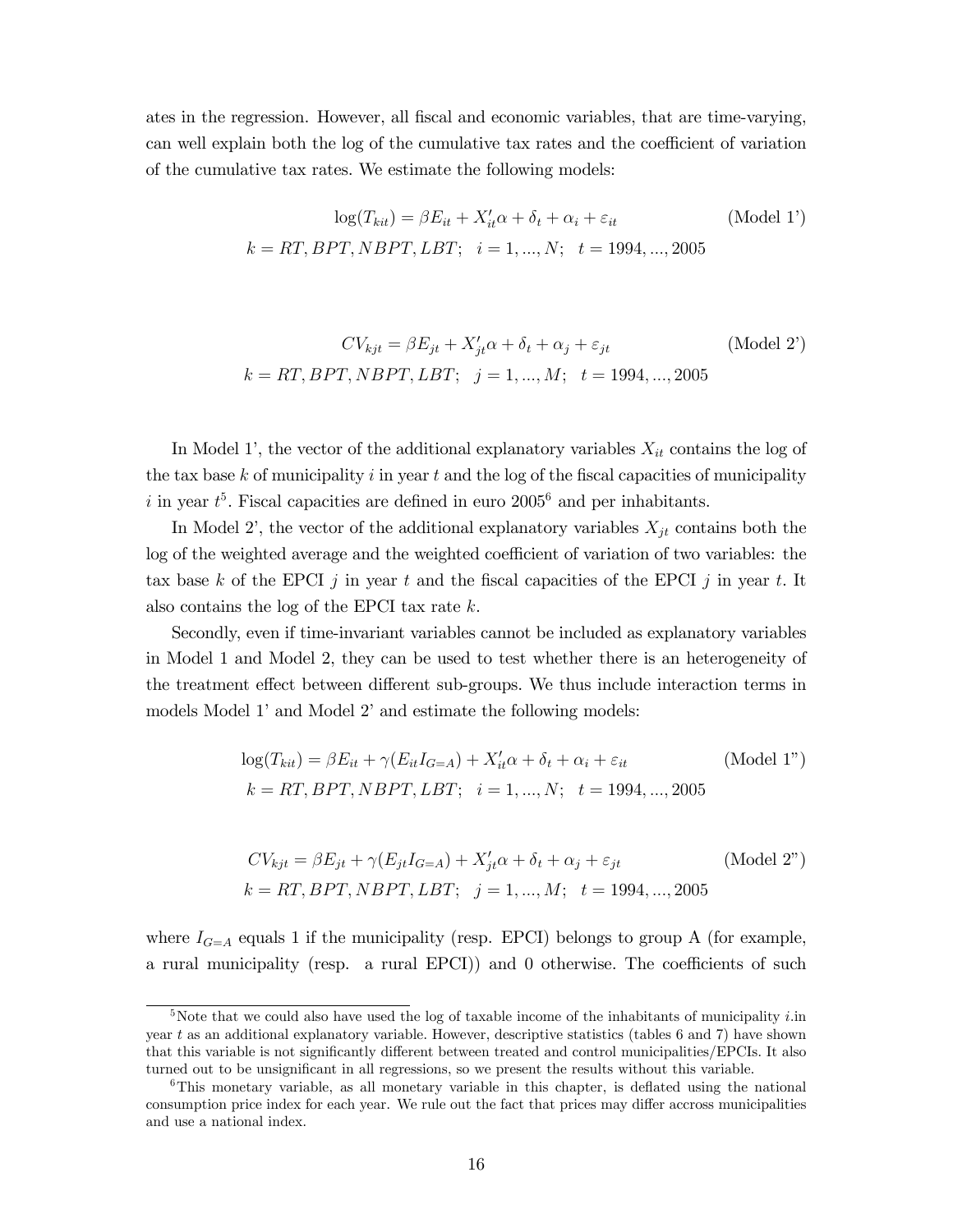ates in the regression. However, all fiscal and economic variables, that are time-varying, can well explain both the log of the cumulative tax rates and the coefficient of variation of the cumulative tax rates. We estimate the following models:

$$\log(T_{kit}) = \beta E_{it} + X_{it}'\alpha + \delta_t + \alpha_i + \varepsilon_{it} \qquad \text{(Model 1')}$$
$$k = RT, BPT, NBPT, LBT; \quad i = 1, ..., N; \quad t = 1994, ..., 2005$$

$$CV_{kjt} = \beta E_{jt} + X_{jt}'\alpha + \delta_t + \alpha_j + \varepsilon_{jt} \qquad \text{(Model 2')}$$
$$k = RT, BPT, NBPT, LBT; \quad j = 1, ..., M; \quad t = 1994, ..., 2005$$

In Model 1', the vector of the additional explanatory variables $X_{it}$ contains the log of the tax base $k$ of municipality $i$ in year $t$ and the log of the fiscal capacities of municipality $i$ in year $t$[5]. Fiscal capacities are defined in euro 2005[6] and per inhabitants.

In Model 2', the vector of the additional explanatory variables $X_{jt}$ contains both the log of the weighted average and the weighted coefficient of variation of two variables: the tax base $k$ of the EPCI $j$ in year $t$ and the fiscal capacities of the EPCI $j$ in year $t$. It also contains the log of the EPCI tax rate $k$.

Secondly, even if time-invariant variables cannot be included as explanatory variables in Model 1 and Model 2, they can be used to test whether there is an heterogeneity of the treatment effect between different sub-groups. We thus include interaction terms in models Model 1' and Model 2' and estimate the following models:

$$\log(T_{kit}) = \beta E_{it} + \gamma(E_{it} I_{G=A}) + X_{it}'\alpha + \delta_t + \alpha_i + \varepsilon_{it} \qquad \text{(Model 1'')}$$
$$k = RT, BPT, NBPT, LBT; \quad i = 1, ..., N; \quad t = 1994, ..., 2005$$

$$CV_{kjt} = \beta E_{jt} + \gamma(E_{jt} I_{G=A}) + X_{jt}'\alpha + \delta_t + \alpha_j + \varepsilon_{jt} \qquad \text{(Model 2'')}$$
$$k = RT, BPT, NBPT, LBT; \quad j = 1, ..., M; \quad t = 1994, ..., 2005$$

where $I_{G=A}$ equals 1 if the municipality (resp. EPCI) belongs to group A (for example, a rural municipality (resp. a rural EPCI)) and 0 otherwise. The coefficients of such

[5] Note that we could also have used the log of taxable income of the inhabitants of municipality $i$.in year $t$ as an additional explanatory variable. However, descriptive statistics (tables 6 and 7) have shown that this variable is not significantly different between treated and control municipalities/EPCIs. It also turned out to be unsignificant in all regressions, so we present the results without this variable.

[6] This monetary variable, as all monetary variable in this chapter, is deflated using the national consumption price index for each year. We rule out the fact that prices may differ accross municipalities and use a national index.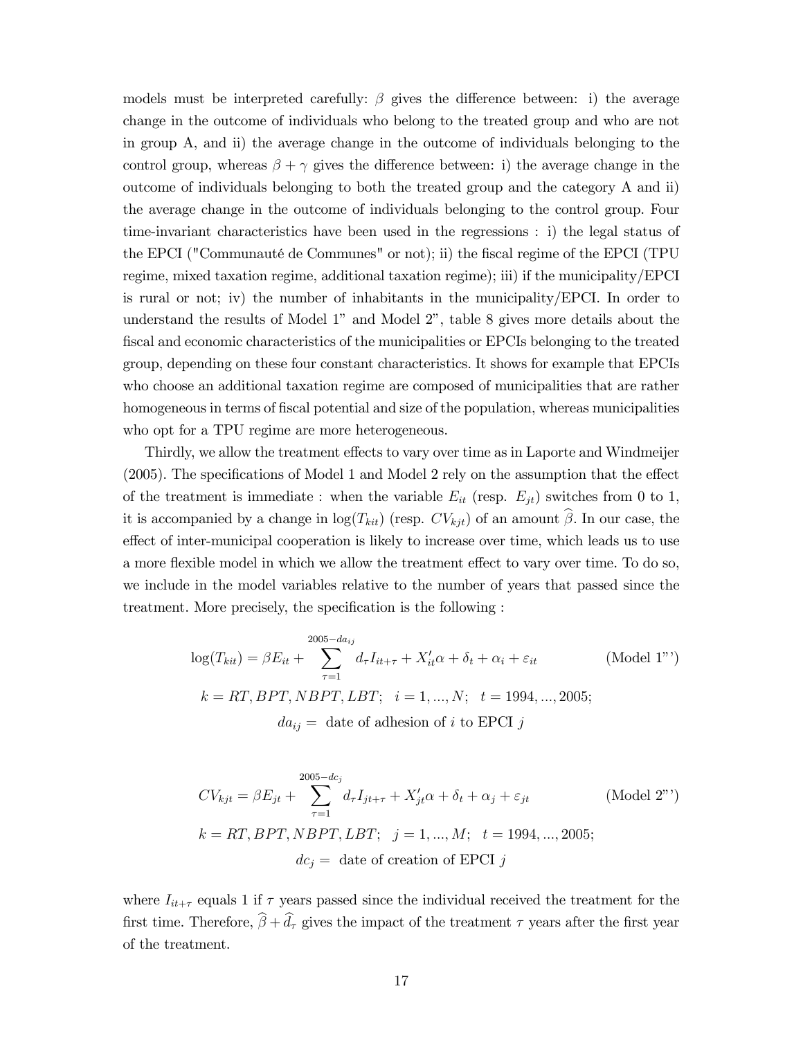models must be interpreted carefully: $\beta$ gives the difference between: i) the average change in the outcome of individuals who belong to the treated group and who are not in group A, and ii) the average change in the outcome of individuals belonging to the control group, whereas $\beta + \gamma$ gives the difference between: i) the average change in the outcome of individuals belonging to both the treated group and the category A and ii) the average change in the outcome of individuals belonging to the control group. Four time-invariant characteristics have been used in the regressions : i) the legal status of the EPCI ("Communauté de Communes" or not); ii) the fiscal regime of the EPCI (TPU regime, mixed taxation regime, additional taxation regime); iii) if the municipality/EPCI is rural or not; iv) the number of inhabitants in the municipality/EPCI. In order to understand the results of Model 1" and Model 2", table 8 gives more details about the fiscal and economic characteristics of the municipalities or EPCIs belonging to the treated group, depending on these four constant characteristics. It shows for example that EPCIs who choose an additional taxation regime are composed of municipalities that are rather homogeneous in terms of fiscal potential and size of the population, whereas municipalities who opt for a TPU regime are more heterogeneous.

Thirdly, we allow the treatment effects to vary over time as in Laporte and Windmeijer (2005). The specifications of Model 1 and Model 2 rely on the assumption that the effect of the treatment is immediate : when the variable $E_{it}$ (resp. $E_{jt}$) switches from 0 to 1, it is accompanied by a change in $\log(T_{kit})$ (resp. $CV_{kjt}$) of an amount $\widehat{\beta}$. In our case, the effect of inter-municipal cooperation is likely to increase over time, which leads us to use a more flexible model in which we allow the treatment effect to vary over time. To do so, we include in the model variables relative to the number of years that passed since the treatment. More precisely, the specification is the following :

$$\log(T_{kit}) = \beta E_{it} + \sum_{\tau=1}^{2005-da_{ij}} d_\tau I_{it+\tau} + X_{it}'\alpha + \delta_t + \alpha_i + \varepsilon_{it} \qquad \text{(Model 1"')}$$

$$k = RT, BPT, NBPT, LBT; \quad i = 1, ..., N; \quad t = 1994, ..., 2005;$$

$$da_{ij} = \text{ date of adhesion of } i \text{ to EPCI } j$$

$$CV_{kjt} = \beta E_{jt} + \sum_{\tau=1}^{2005-dc_j} d_\tau I_{jt+\tau} + X_{jt}'\alpha + \delta_t + \alpha_j + \varepsilon_{jt} \qquad \text{(Model 2"')}$$

$$k = RT, BPT, NBPT, LBT; \quad j = 1, ..., M; \quad t = 1994, ..., 2005;$$

$$dc_j = \text{ date of creation of EPCI } j$$

where $I_{it+\tau}$ equals 1 if $\tau$ years passed since the individual received the treatment for the first time. Therefore, $\widehat{\beta} + \widehat{d}_\tau$ gives the impact of the treatment $\tau$ years after the first year of the treatment.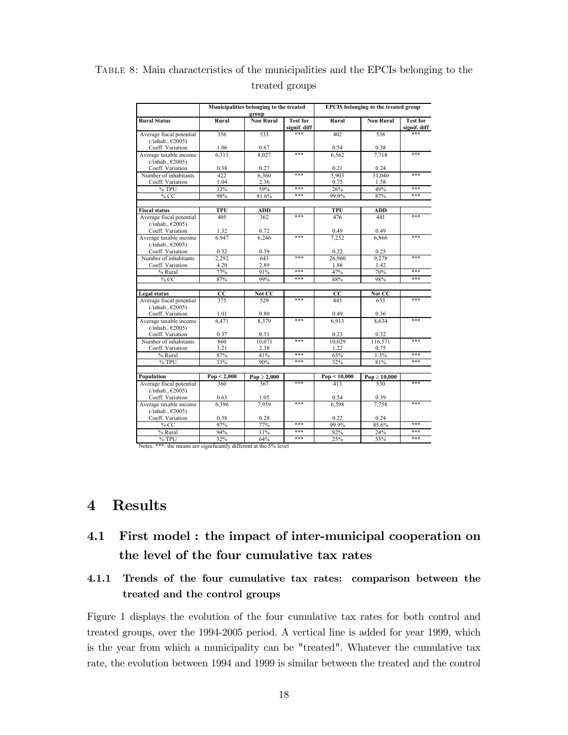Table 8: Main characteristics of the municipalities and the EPCIs belonging to the treated groups

| | Municipalities belonging to the treated group | | | EPCIS belonging to the treated group | | |
|---|---|---|---|---|---|---|
| **Rural Status** | **Rural** | **Non Rural** | **Test for signif. diff** | **Rural** | **Non Rural** | **Test for signif. diff** |
| Average fiscal potential (/inhab., €2005) | 356 | 533 | *** | 402 | 538 | *** |
| Coeff. Variation | 1.06 | 0.67 | | 0.54 | 0.38 | |
| Average taxable income (/inhab., €2005) | 6,311 | 8,027 | *** | 6,562 | 7,718 | *** |
| Coeff. Variation | 0.38 | 0.27 | | 0.21 | 0.24 | |
| Number of inhabitants | 422 | 6,360 | *** | 5,903 | 31,040 | *** |
| Coeff. Variation | 1.04 | 2.36 | | 0.75 | 1.58 | |
| % TPU | 32% | 59% | *** | 26% | 49% | *** |
| % CC | 98% | 81.6% | *** | 99.9% | 87% | *** |
| | | | | | | |
| **Fiscal status** | **TPU** | **ADD** | | **TPU** | **ADD** | |
| Average fiscal potential (/inhab., €2005) | 405 | 362 | *** | 476 | 441 | *** |
| Coeff. Variation | 1.32 | 0.72 | | 0.49 | 0.49 | |
| Average taxable income (/inhab., €2005) | 6,947 | 6,246 | *** | 7,252 | 6,866 | *** |
| Coeff. Variation | 0.32 | 0.39 | | 0.22 | 0.25 | |
| Number of inhabitants | 2,292 | 643 | *** | 26,960 | 9,278 | *** |
| Coeff. Variation | 4.20 | 2.89 | | 1.88 | 1.42 | |
| % Rural | 77% | 91% | *** | 47% | 70% | *** |
| % CC | 87% | 99% | *** | 88% | 98% | *** |
| | | | | | | |
| **Legal status** | **CC** | **Not CC** | | **CC** | **Not CC** | |
| Average fiscal potential (/inhab., €2005) | 375 | 529 | *** | 443 | 653 | *** |
| Coeff. Variation | 1.01 | 0.80 | | 0.49 | 0.36 | |
| Average taxable income (/inhab., €2005) | 6,471 | 8,379 | *** | 6,913 | 8,634 | *** |
| Coeff. Variation | 0.37 | 0.31 | | 0.23 | 0.32 | |
| Number of inhabitants | 860 | 10,071 | *** | 10,029 | 116,571 | *** |
| Coeff. Variation | 3.21 | 2.38 | | 1.22 | 0.75 | |
| % Rural | 87% | 41% | *** | 65% | 1.3% | *** |
| % TPU | 33% | 90% | *** | 32% | 81% | *** |
| | | | | | | |
| **Population** | **Pop < 2,000** | **Pop ≥ 2,000** | | **Pop < 10,000** | **Pop ≥ 10,000** | |
| Average fiscal potential (/inhab., €2005) | 360 | 567 | *** | 413 | 530 | *** |
| Coeff. Variation | 0.63 | 1.05 | | 0.54 | 0.39 | |
| Average taxable income (/inhab., €2005) | 6,396 | 7,959 | *** | 6,598 | 7,758 | *** |
| Coeff. Variation | 0.38 | 0.28 | | 0.22 | 0.24 | |
| % CC | 97% | 77% | *** | 99.9% | 85.6% | *** |
| % Rural | 94% | 11% | *** | 82% | 24% | *** |
| % TPU | 32% | 64% | *** | 25% | 53% | *** |

Notes: ***: the means are significantly different at the 5% level

# 4 Results

## 4.1 First model : the impact of inter-municipal cooperation on the level of the four cumulative tax rates

### 4.1.1 Trends of the four cumulative tax rates: comparison between the treated and the control groups

Figure 1 displays the evolution of the four cumulative tax rates for both control and treated groups, over the 1994-2005 period. A vertical line is added for year 1999, which is the year from which a municipality can be "treated". Whatever the cumulative tax rate, the evolution between 1994 and 1999 is similar between the treated and the control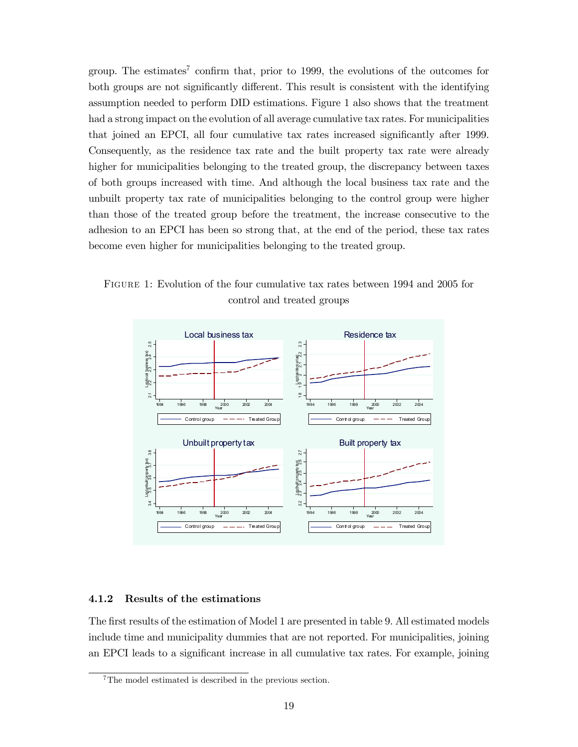group. The estimates[7] confirm that, prior to 1999, the evolutions of the outcomes for both groups are not significantly different. This result is consistent with the identifying assumption needed to perform DID estimations. Figure 1 also shows that the treatment had a strong impact on the evolution of all average cumulative tax rates. For municipalities that joined an EPCI, all four cumulative tax rates increased significantly after 1999. Consequently, as the residence tax rate and the built property tax rate were already higher for municipalities belonging to the treated group, the discrepancy between taxes of both groups increased with time. And although the local business tax rate and the unbuilt property tax rate of municipalities belonging to the control group were higher than those of the treated group before the treatment, the increase consecutive to the adhesion to an EPCI has been so strong that, at the end of the period, these tax rates become even higher for municipalities belonging to the treated group.

Figure 1: Evolution of the four cumulative tax rates between 1994 and 2005 for control and treated groups

### 4.1.2 Results of the estimations

The first results of the estimation of Model 1 are presented in table 9. All estimated models include time and municipality dummies that are not reported. For municipalities, joining an EPCI leads to a significant increase in all cumulative tax rates. For example, joining

[7] The model estimated is described in the previous section.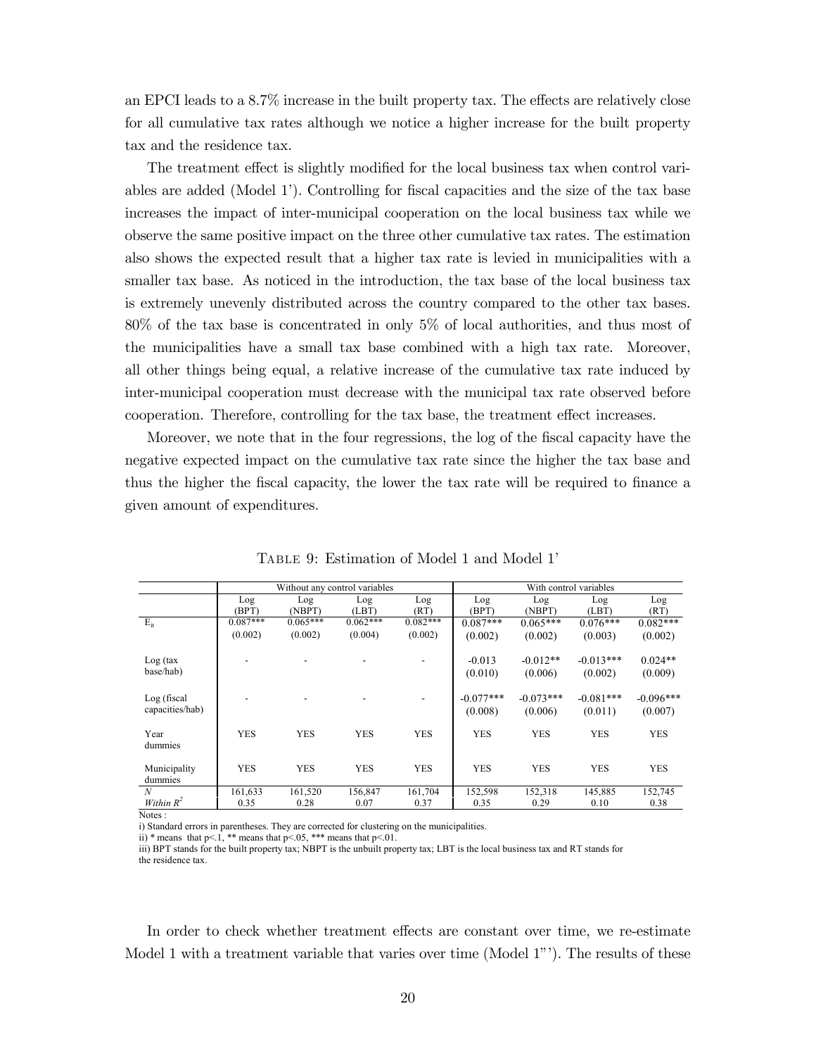an EPCI leads to a 8.7% increase in the built property tax. The effects are relatively close for all cumulative tax rates although we notice a higher increase for the built property tax and the residence tax.

The treatment effect is slightly modified for the local business tax when control variables are added (Model 1'). Controlling for fiscal capacities and the size of the tax base increases the impact of inter-municipal cooperation on the local business tax while we observe the same positive impact on the three other cumulative tax rates. The estimation also shows the expected result that a higher tax rate is levied in municipalities with a smaller tax base. As noticed in the introduction, the tax base of the local business tax is extremely unevenly distributed across the country compared to the other tax bases. 80% of the tax base is concentrated in only 5% of local authorities, and thus most of the municipalities have a small tax base combined with a high tax rate. Moreover, all other things being equal, a relative increase of the cumulative tax rate induced by inter-municipal cooperation must decrease with the municipal tax rate observed before cooperation. Therefore, controlling for the tax base, the treatment effect increases.

Moreover, we note that in the four regressions, the log of the fiscal capacity have the negative expected impact on the cumulative tax rate since the higher the tax base and thus the higher the fiscal capacity, the lower the tax rate will be required to finance a given amount of expenditures.

Table 9: Estimation of Model 1 and Model 1'

| | Without any control variables | | | | With control variables | | | |
|---|---|---|---|---|---|---|---|---|
| | Log (BPT) | Log (NBPT) | Log (LBT) | Log (RT) | Log (BPT) | Log (NBPT) | Log (LBT) | Log (RT) |
| $E_{it}$ | 0.087*** | 0.065*** | 0.062*** | 0.082*** | 0.087*** | 0.065*** | 0.076*** | 0.082*** |
| | (0.002) | (0.002) | (0.004) | (0.002) | (0.002) | (0.002) | (0.003) | (0.002) |
| Log (tax base/hab) | - | - | - | - | -0.013 | -0.012** | -0.013*** | 0.024** |
| | | | | | (0.010) | (0.006) | (0.002) | (0.009) |
| Log (fiscal capacities/hab) | - | - | - | - | -0.077*** | -0.073*** | -0.081*** | -0.096*** |
| | | | | | (0.008) | (0.006) | (0.011) | (0.007) |
| Year dummies | YES | YES | YES | YES | YES | YES | YES | YES |
| Municipality dummies | YES | YES | YES | YES | YES | YES | YES | YES |
| *N* | 161,633 | 161,520 | 156,847 | 161,704 | 152,598 | 152,318 | 145,885 | 152,745 |
| *Within* $R^2$ | 0.35 | 0.28 | 0.07 | 0.37 | 0.35 | 0.29 | 0.10 | 0.38 |

Notes :

i) Standard errors in parentheses. They are corrected for clustering on the municipalities.

ii) * means that $p<.1$, ** means that $p<.05$, *** means that $p<.01$.

iii) BPT stands for the built property tax; NBPT is the unbuilt property tax; LBT is the local business tax and RT stands for the residence tax.

In order to check whether treatment effects are constant over time, we re-estimate Model 1 with a treatment variable that varies over time (Model 1"'). The results of these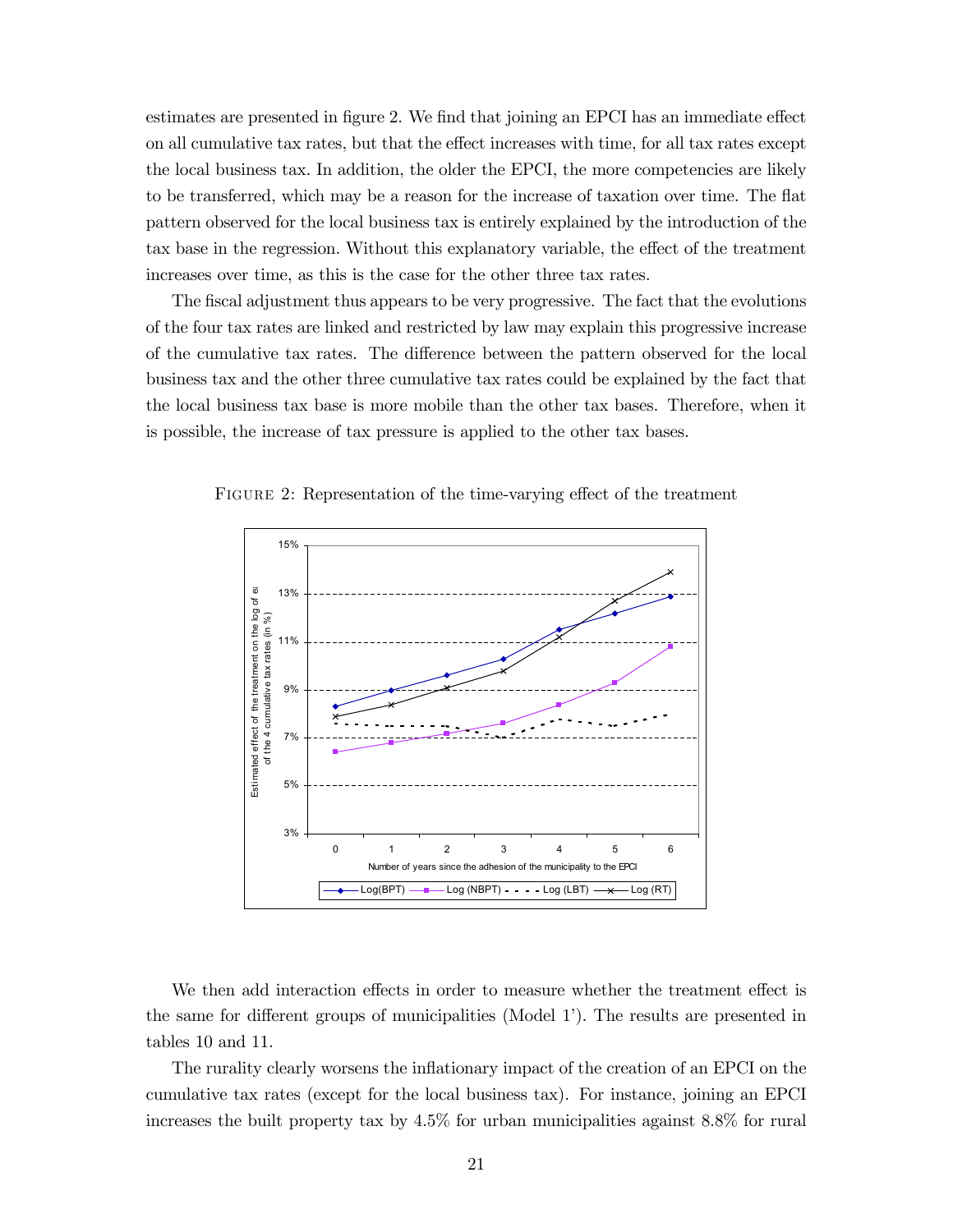estimates are presented in figure 2. We find that joining an EPCI has an immediate effect on all cumulative tax rates, but that the effect increases with time, for all tax rates except the local business tax. In addition, the older the EPCI, the more competencies are likely to be transferred, which may be a reason for the increase of taxation over time. The flat pattern observed for the local business tax is entirely explained by the introduction of the tax base in the regression. Without this explanatory variable, the effect of the treatment increases over time, as this is the case for the other three tax rates.

The fiscal adjustment thus appears to be very progressive. The fact that the evolutions of the four tax rates are linked and restricted by law may explain this progressive increase of the cumulative tax rates. The difference between the pattern observed for the local business tax and the other three cumulative tax rates could be explained by the fact that the local business tax base is more mobile than the other tax bases. Therefore, when it is possible, the increase of tax pressure is applied to the other tax bases.

FIGURE 2: Representation of the time-varying effect of the treatment

We then add interaction effects in order to measure whether the treatment effect is the same for different groups of municipalities (Model 1'). The results are presented in tables 10 and 11.

The rurality clearly worsens the inflationary impact of the creation of an EPCI on the cumulative tax rates (except for the local business tax). For instance, joining an EPCI increases the built property tax by 4.5% for urban municipalities against 8.8% for rural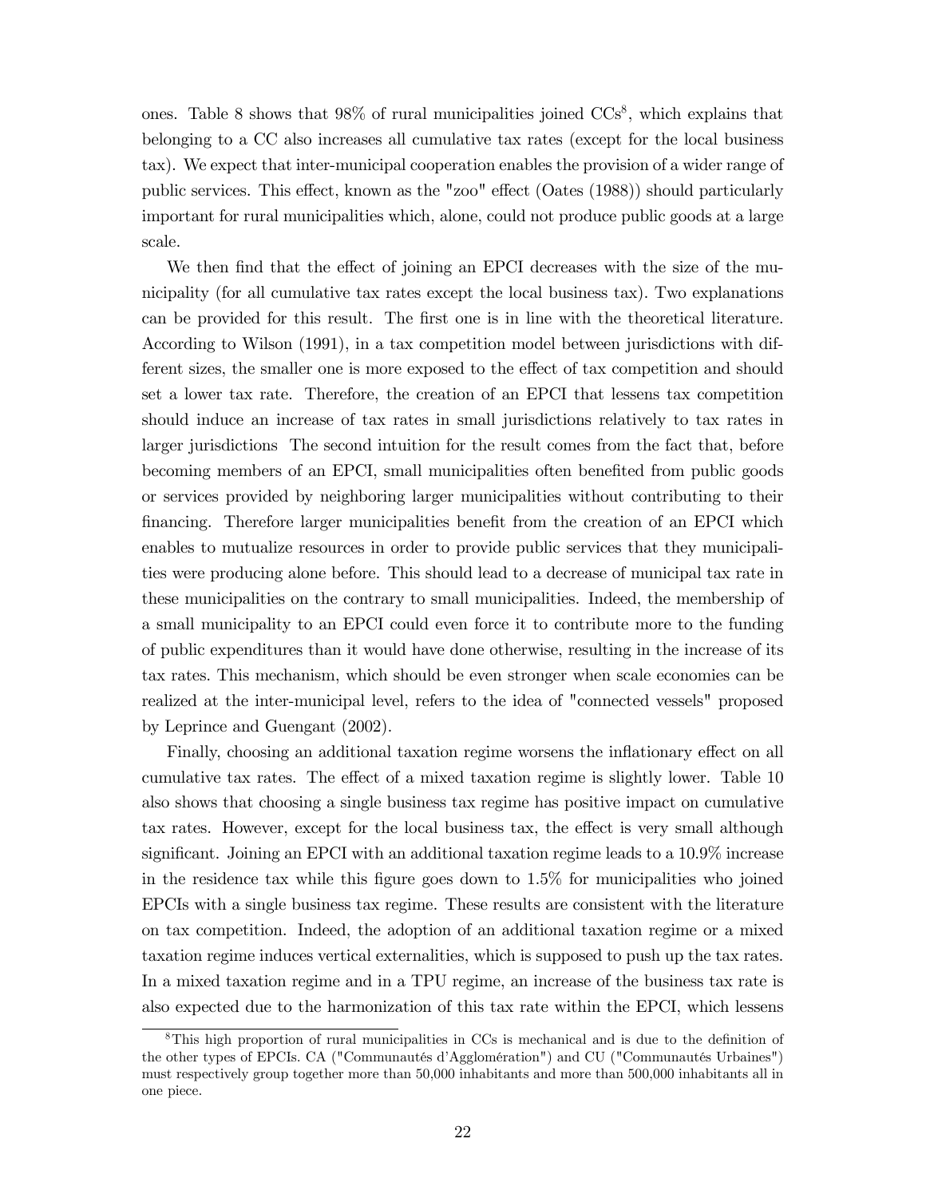ones. Table 8 shows that 98% of rural municipalities joined CCs[8], which explains that belonging to a CC also increases all cumulative tax rates (except for the local business tax). We expect that inter-municipal cooperation enables the provision of a wider range of public services. This effect, known as the "zoo" effect (Oates (1988)) should particularly important for rural municipalities which, alone, could not produce public goods at a large scale.

We then find that the effect of joining an EPCI decreases with the size of the municipality (for all cumulative tax rates except the local business tax). Two explanations can be provided for this result. The first one is in line with the theoretical literature. According to Wilson (1991), in a tax competition model between jurisdictions with different sizes, the smaller one is more exposed to the effect of tax competition and should set a lower tax rate. Therefore, the creation of an EPCI that lessens tax competition should induce an increase of tax rates in small jurisdictions relatively to tax rates in larger jurisdictions The second intuition for the result comes from the fact that, before becoming members of an EPCI, small municipalities often benefited from public goods or services provided by neighboring larger municipalities without contributing to their financing. Therefore larger municipalities benefit from the creation of an EPCI which enables to mutualize resources in order to provide public services that they municipalities were producing alone before. This should lead to a decrease of municipal tax rate in these municipalities on the contrary to small municipalities. Indeed, the membership of a small municipality to an EPCI could even force it to contribute more to the funding of public expenditures than it would have done otherwise, resulting in the increase of its tax rates. This mechanism, which should be even stronger when scale economies can be realized at the inter-municipal level, refers to the idea of "connected vessels" proposed by Leprince and Guengant (2002).

Finally, choosing an additional taxation regime worsens the inflationary effect on all cumulative tax rates. The effect of a mixed taxation regime is slightly lower. Table 10 also shows that choosing a single business tax regime has positive impact on cumulative tax rates. However, except for the local business tax, the effect is very small although significant. Joining an EPCI with an additional taxation regime leads to a 10.9% increase in the residence tax while this figure goes down to 1.5% for municipalities who joined EPCIs with a single business tax regime. These results are consistent with the literature on tax competition. Indeed, the adoption of an additional taxation regime or a mixed taxation regime induces vertical externalities, which is supposed to push up the tax rates. In a mixed taxation regime and in a TPU regime, an increase of the business tax rate is also expected due to the harmonization of this tax rate within the EPCI, which lessens

[8] This high proportion of rural municipalities in CCs is mechanical and is due to the definition of the other types of EPCIs. CA ("Communautés d'Agglomération") and CU ("Communautés Urbaines") must respectively group together more than 50,000 inhabitants and more than 500,000 inhabitants all in one piece.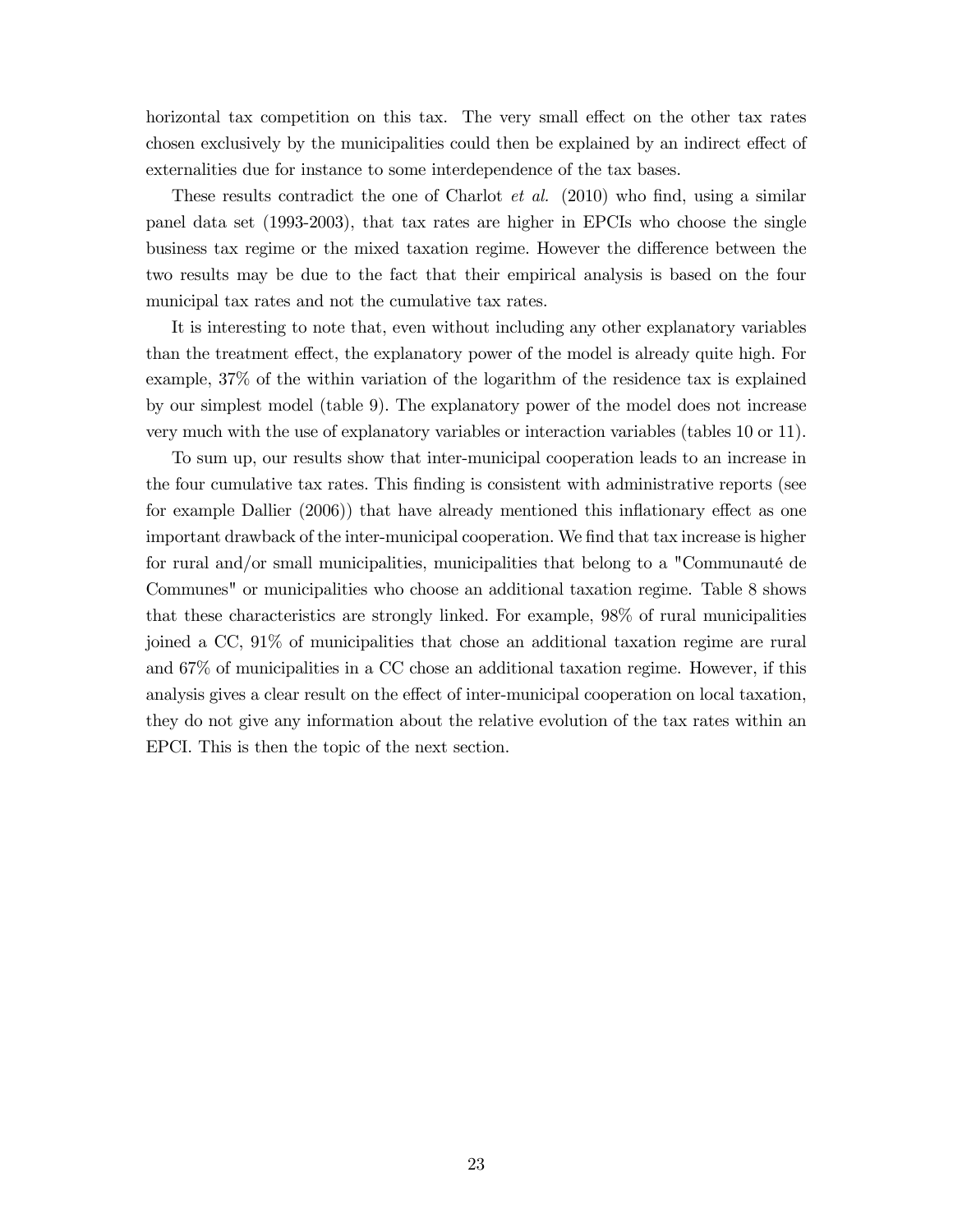horizontal tax competition on this tax. The very small effect on the other tax rates chosen exclusively by the municipalities could then be explained by an indirect effect of externalities due for instance to some interdependence of the tax bases.

These results contradict the one of Charlot *et al.* (2010) who find, using a similar panel data set (1993-2003), that tax rates are higher in EPCIs who choose the single business tax regime or the mixed taxation regime. However the difference between the two results may be due to the fact that their empirical analysis is based on the four municipal tax rates and not the cumulative tax rates.

It is interesting to note that, even without including any other explanatory variables than the treatment effect, the explanatory power of the model is already quite high. For example, 37% of the within variation of the logarithm of the residence tax is explained by our simplest model (table 9). The explanatory power of the model does not increase very much with the use of explanatory variables or interaction variables (tables 10 or 11).

To sum up, our results show that inter-municipal cooperation leads to an increase in the four cumulative tax rates. This finding is consistent with administrative reports (see for example Dallier (2006)) that have already mentioned this inflationary effect as one important drawback of the inter-municipal cooperation. We find that tax increase is higher for rural and/or small municipalities, municipalities that belong to a "Communauté de Communes" or municipalities who choose an additional taxation regime. Table 8 shows that these characteristics are strongly linked. For example, 98% of rural municipalities joined a CC, 91% of municipalities that chose an additional taxation regime are rural and 67% of municipalities in a CC chose an additional taxation regime. However, if this analysis gives a clear result on the effect of inter-municipal cooperation on local taxation, they do not give any information about the relative evolution of the tax rates within an EPCI. This is then the topic of the next section.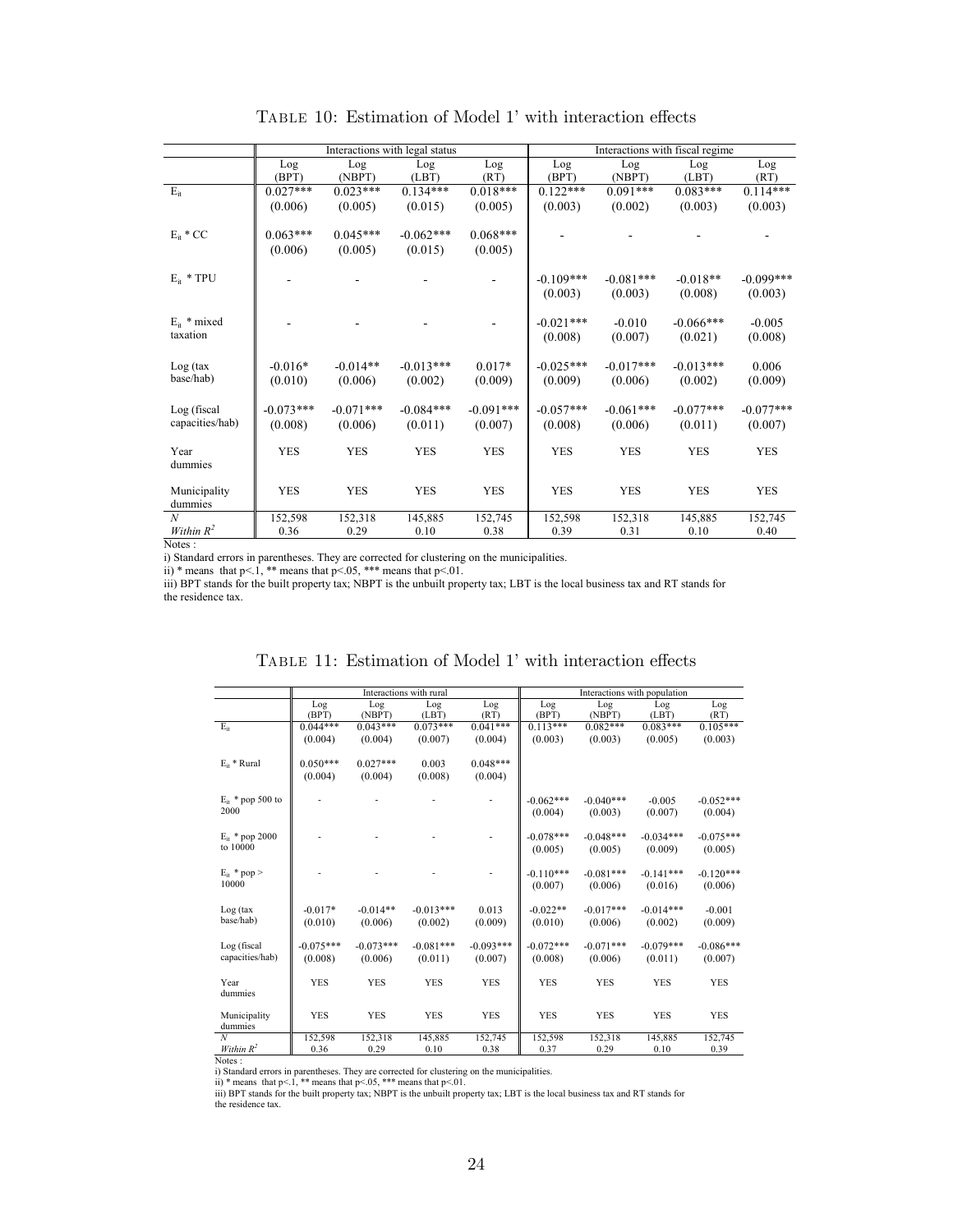Table 10: Estimation of Model 1' with interaction effects

| | Interactions with legal status | | | | Interactions with fiscal regime | | | |
|---|---|---|---|---|---|---|---|---|
| | Log (BPT) | Log (NBPT) | Log (LBT) | Log (RT) | Log (BPT) | Log (NBPT) | Log (LBT) | Log (RT) |
| $E_{it}$ | 0.027*** (0.006) | 0.023*** (0.005) | 0.134*** (0.015) | 0.018*** (0.005) | 0.122*** (0.003) | 0.091*** (0.002) | 0.083*** (0.003) | 0.114*** (0.003) |
| $E_{it}$ * CC | 0.063*** (0.006) | 0.045*** (0.005) | -0.062*** (0.015) | 0.068*** (0.005) | - | - | - | - |
| $E_{it}$ * TPU | - | - | - | - | -0.109*** (0.003) | -0.081*** (0.003) | -0.018** (0.008) | -0.099*** (0.003) |
| $E_{it}$ * mixed taxation | - | - | - | - | -0.021*** (0.008) | -0.010 (0.007) | -0.066*** (0.021) | -0.005 (0.008) |
| Log (tax base/hab) | -0.016* (0.010) | -0.014** (0.006) | -0.013*** (0.002) | 0.017* (0.009) | -0.025*** (0.009) | -0.017*** (0.006) | -0.013*** (0.002) | 0.006 (0.009) |
| Log (fiscal capacities/hab) | -0.073*** (0.008) | -0.071*** (0.006) | -0.084*** (0.011) | -0.091*** (0.007) | -0.057*** (0.008) | -0.061*** (0.006) | -0.077*** (0.011) | -0.077*** (0.007) |
| Year dummies | YES | YES | YES | YES | YES | YES | YES | YES |
| Municipality dummies | YES | YES | YES | YES | YES | YES | YES | YES |
| *N* | 152,598 | 152,318 | 145,885 | 152,745 | 152,598 | 152,318 | 145,885 | 152,745 |
| *Within* $R^2$ | 0.36 | 0.29 | 0.10 | 0.38 | 0.39 | 0.31 | 0.10 | 0.40 |

Notes :

i) Standard errors in parentheses. They are corrected for clustering on the municipalities.

ii) * means that p<.1, ** means that p<.05, *** means that p<.01.

iii) BPT stands for the built property tax; NBPT is the unbuilt property tax; LBT is the local business tax and RT stands for the residence tax.

Table 11: Estimation of Model 1' with interaction effects

| | Interactions with rural | | | | Interactions with population | | | |
|---|---|---|---|---|---|---|---|---|
| | Log (BPT) | Log (NBPT) | Log (LBT) | Log (RT) | Log (BPT) | Log (NBPT) | Log (LBT) | Log (RT) |
| $E_{it}$ | 0.044*** (0.004) | 0.043*** (0.004) | 0.073*** (0.007) | 0.041*** (0.004) | 0.113*** (0.003) | 0.082*** (0.003) | 0.083*** (0.005) | 0.105*** (0.003) |
| $E_{it}$ * Rural | 0.050*** (0.004) | 0.027*** (0.004) | 0.003 (0.008) | 0.048*** (0.004) | | | | |
| $E_{it}$ * pop 500 to 2000 | - | - | - | - | -0.062*** (0.004) | -0.040*** (0.003) | -0.005 (0.007) | -0.052*** (0.004) |
| $E_{it}$ * pop 2000 to 10000 | - | - | - | - | -0.078*** (0.005) | -0.048*** (0.005) | -0.034*** (0.009) | -0.075*** (0.005) |
| $E_{it}$ * pop > 10000 | - | - | - | - | -0.110*** (0.007) | -0.081*** (0.006) | -0.141*** (0.016) | -0.120*** (0.006) |
| Log (tax base/hab) | -0.017* (0.010) | -0.014** (0.006) | -0.013*** (0.002) | 0.013 (0.009) | -0.022** (0.010) | -0.017*** (0.006) | -0.014*** (0.002) | -0.001 (0.009) |
| Log (fiscal capacities/hab) | -0.075*** (0.008) | -0.073*** (0.006) | -0.081*** (0.011) | -0.093*** (0.007) | -0.072*** (0.008) | -0.071*** (0.006) | -0.079*** (0.011) | -0.086*** (0.007) |
| Year dummies | YES | YES | YES | YES | YES | YES | YES | YES |
| Municipality dummies | YES | YES | YES | YES | YES | YES | YES | YES |
| *N* | 152,598 | 152,318 | 145,885 | 152,745 | 152,598 | 152,318 | 145,885 | 152,745 |
| *Within* $R^2$ | 0.36 | 0.29 | 0.10 | 0.38 | 0.37 | 0.29 | 0.10 | 0.39 |

Notes :

i) Standard errors in parentheses. They are corrected for clustering on the municipalities.

ii) * means that p<.1, ** means that p<.05, *** means that p<.01.

iii) BPT stands for the built property tax; NBPT is the unbuilt property tax; LBT is the local business tax and RT stands for the residence tax.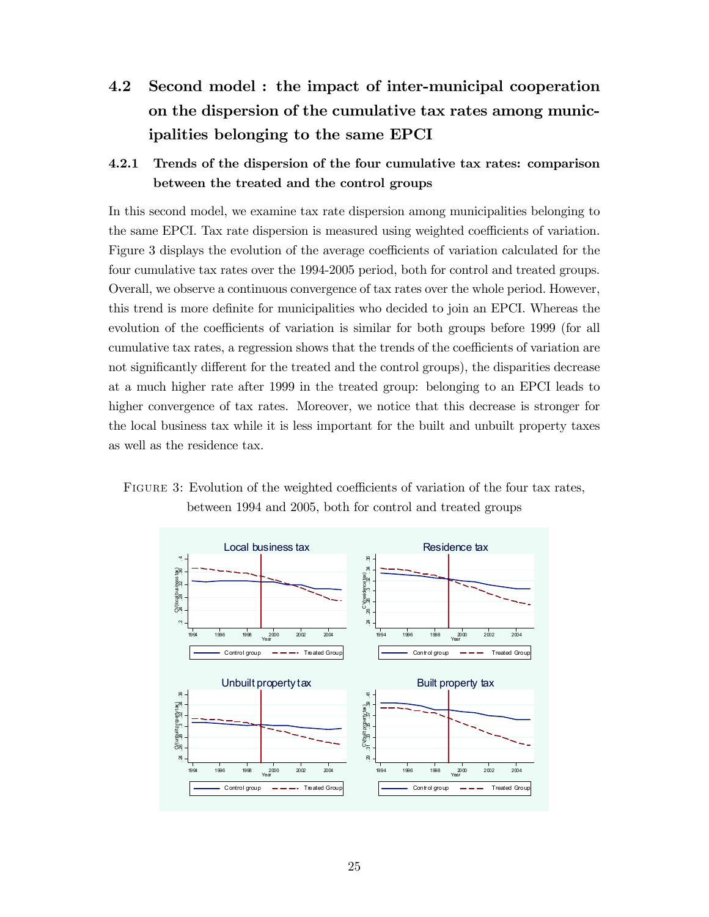## 4.2 Second model : the impact of inter-municipal cooperation on the dispersion of the cumulative tax rates among municipalities belonging to the same EPCI

### 4.2.1 Trends of the dispersion of the four cumulative tax rates: comparison between the treated and the control groups

In this second model, we examine tax rate dispersion among municipalities belonging to the same EPCI. Tax rate dispersion is measured using weighted coefficients of variation. Figure 3 displays the evolution of the average coefficients of variation calculated for the four cumulative tax rates over the 1994-2005 period, both for control and treated groups. Overall, we observe a continuous convergence of tax rates over the whole period. However, this trend is more definite for municipalities who decided to join an EPCI. Whereas the evolution of the coefficients of variation is similar for both groups before 1999 (for all cumulative tax rates, a regression shows that the trends of the coefficients of variation are not significantly different for the treated and the control groups), the disparities decrease at a much higher rate after 1999 in the treated group: belonging to an EPCI leads to higher convergence of tax rates. Moreover, we notice that this decrease is stronger for the local business tax while it is less important for the built and unbuilt property taxes as well as the residence tax.

FIGURE 3: Evolution of the weighted coefficients of variation of the four tax rates, between 1994 and 2005, both for control and treated groups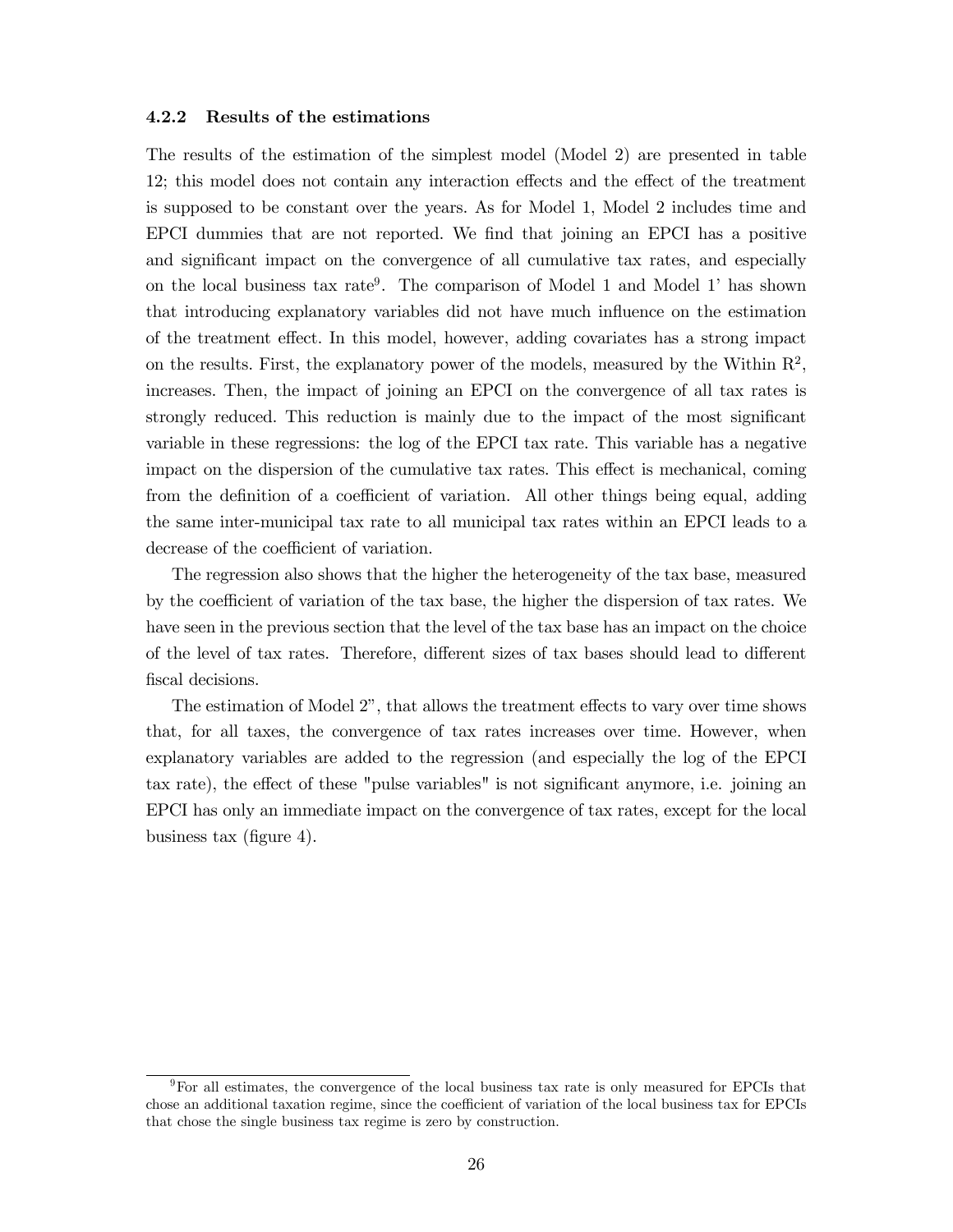#### 4.2.2 Results of the estimations

The results of the estimation of the simplest model (Model 2) are presented in table 12; this model does not contain any interaction effects and the effect of the treatment is supposed to be constant over the years. As for Model 1, Model 2 includes time and EPCI dummies that are not reported. We find that joining an EPCI has a positive and significant impact on the convergence of all cumulative tax rates, and especially on the local business tax rate[9]. The comparison of Model 1 and Model 1' has shown that introducing explanatory variables did not have much influence on the estimation of the treatment effect. In this model, however, adding covariates has a strong impact on the results. First, the explanatory power of the models, measured by the Within $R^2$, increases. Then, the impact of joining an EPCI on the convergence of all tax rates is strongly reduced. This reduction is mainly due to the impact of the most significant variable in these regressions: the log of the EPCI tax rate. This variable has a negative impact on the dispersion of the cumulative tax rates. This effect is mechanical, coming from the definition of a coefficient of variation. All other things being equal, adding the same inter-municipal tax rate to all municipal tax rates within an EPCI leads to a decrease of the coefficient of variation.

The regression also shows that the higher the heterogeneity of the tax base, measured by the coefficient of variation of the tax base, the higher the dispersion of tax rates. We have seen in the previous section that the level of the tax base has an impact on the choice of the level of tax rates. Therefore, different sizes of tax bases should lead to different fiscal decisions.

The estimation of Model 2", that allows the treatment effects to vary over time shows that, for all taxes, the convergence of tax rates increases over time. However, when explanatory variables are added to the regression (and especially the log of the EPCI tax rate), the effect of these "pulse variables" is not significant anymore, i.e. joining an EPCI has only an immediate impact on the convergence of tax rates, except for the local business tax (figure 4).

[9] For all estimates, the convergence of the local business tax rate is only measured for EPCIs that chose an additional taxation regime, since the coefficient of variation of the local business tax for EPCIs that chose the single business tax regime is zero by construction.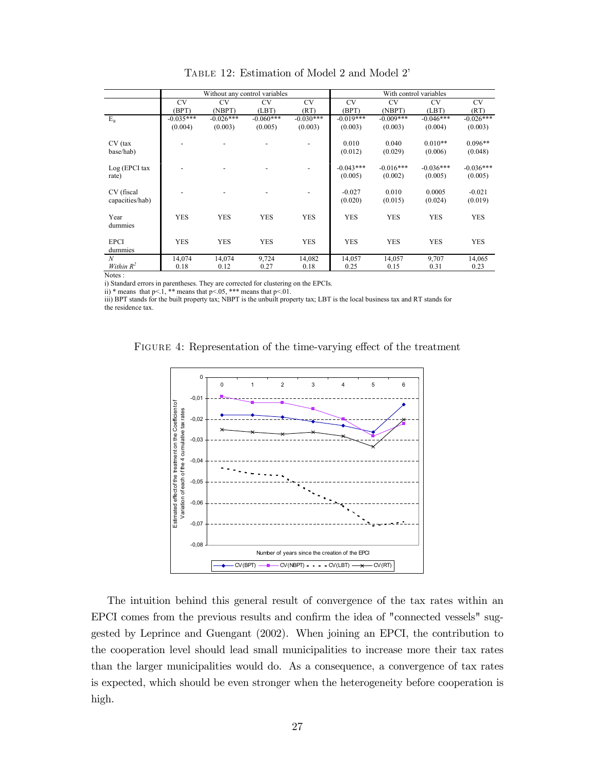Table 12: Estimation of Model 2 and Model 2'

| | Without any control variables | | | | With control variables | | | |
|---|---|---|---|---|---|---|---|---|
| | CV (BPT) | CV (NBPT) | CV (LBT) | CV (RT) | CV (BPT) | CV (NBPT) | CV (LBT) | CV (RT) |
| $E_{it}$ | -0.035*** | -0.026*** | -0.060*** | -0.030*** | -0.019*** | -0.009*** | -0.046*** | -0.026*** |
| | (0.004) | (0.003) | (0.005) | (0.003) | (0.003) | (0.003) | (0.004) | (0.003) |
| CV (tax base/hab) | - | - | - | - | 0.010 | 0.040 | 0.010** | 0.096** |
| | | | | | (0.012) | (0.029) | (0.006) | (0.048) |
| Log (EPCI tax rate) | - | - | - | - | -0.043*** | -0.016*** | -0.036*** | -0.036*** |
| | | | | | (0.005) | (0.002) | (0.005) | (0.005) |
| CV (fiscal capacities/hab) | - | - | - | - | -0.027 | 0.010 | 0.0005 | -0.021 |
| | | | | | (0.020) | (0.015) | (0.024) | (0.019) |
| Year dummies | YES | YES | YES | YES | YES | YES | YES | YES |
| EPCI dummies | YES | YES | YES | YES | YES | YES | YES | YES |
| *N* | 14,074 | 14,074 | 9,724 | 14,082 | 14,057 | 14,057 | 9,707 | 14,065 |
| *Within* $R^2$ | 0.18 | 0.12 | 0.27 | 0.18 | 0.25 | 0.15 | 0.31 | 0.23 |

Notes :

i) Standard errors in parentheses. They are corrected for clustering on the EPCIs.

ii) * means that p<.1, ** means that p<.05, *** means that p<.01.

iii) BPT stands for the built property tax; NBPT is the unbuilt property tax; LBT is the local business tax and RT stands for the residence tax.

Figure 4: Representation of the time-varying effect of the treatment

The intuition behind this general result of convergence of the tax rates within an EPCI comes from the previous results and confirm the idea of "connected vessels" suggested by Leprince and Guengant (2002). When joining an EPCI, the contribution to the cooperation level should lead small municipalities to increase more their tax rates than the larger municipalities would do. As a consequence, a convergence of tax rates is expected, which should be even stronger when the heterogeneity before cooperation is high.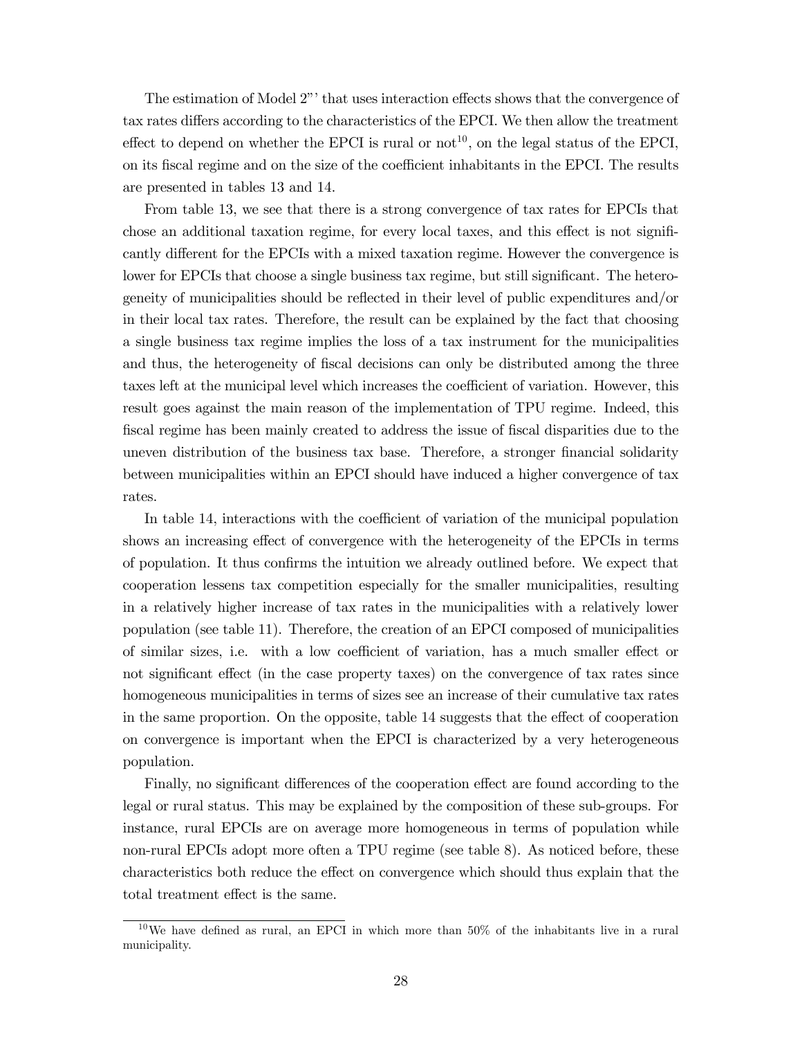The estimation of Model 2"' that uses interaction effects shows that the convergence of tax rates differs according to the characteristics of the EPCI. We then allow the treatment effect to depend on whether the EPCI is rural or not[10], on the legal status of the EPCI, on its fiscal regime and on the size of the coefficient inhabitants in the EPCI. The results are presented in tables 13 and 14.

From table 13, we see that there is a strong convergence of tax rates for EPCIs that chose an additional taxation regime, for every local taxes, and this effect is not significantly different for the EPCIs with a mixed taxation regime. However the convergence is lower for EPCIs that choose a single business tax regime, but still significant. The heterogeneity of municipalities should be reflected in their level of public expenditures and/or in their local tax rates. Therefore, the result can be explained by the fact that choosing a single business tax regime implies the loss of a tax instrument for the municipalities and thus, the heterogeneity of fiscal decisions can only be distributed among the three taxes left at the municipal level which increases the coefficient of variation. However, this result goes against the main reason of the implementation of TPU regime. Indeed, this fiscal regime has been mainly created to address the issue of fiscal disparities due to the uneven distribution of the business tax base. Therefore, a stronger financial solidarity between municipalities within an EPCI should have induced a higher convergence of tax rates.

In table 14, interactions with the coefficient of variation of the municipal population shows an increasing effect of convergence with the heterogeneity of the EPCIs in terms of population. It thus confirms the intuition we already outlined before. We expect that cooperation lessens tax competition especially for the smaller municipalities, resulting in a relatively higher increase of tax rates in the municipalities with a relatively lower population (see table 11). Therefore, the creation of an EPCI composed of municipalities of similar sizes, i.e. with a low coefficient of variation, has a much smaller effect or not significant effect (in the case property taxes) on the convergence of tax rates since homogeneous municipalities in terms of sizes see an increase of their cumulative tax rates in the same proportion. On the opposite, table 14 suggests that the effect of cooperation on convergence is important when the EPCI is characterized by a very heterogeneous population.

Finally, no significant differences of the cooperation effect are found according to the legal or rural status. This may be explained by the composition of these sub-groups. For instance, rural EPCIs are on average more homogeneous in terms of population while non-rural EPCIs adopt more often a TPU regime (see table 8). As noticed before, these characteristics both reduce the effect on convergence which should thus explain that the total treatment effect is the same.

[10] We have defined as rural, an EPCI in which more than 50% of the inhabitants live in a rural municipality.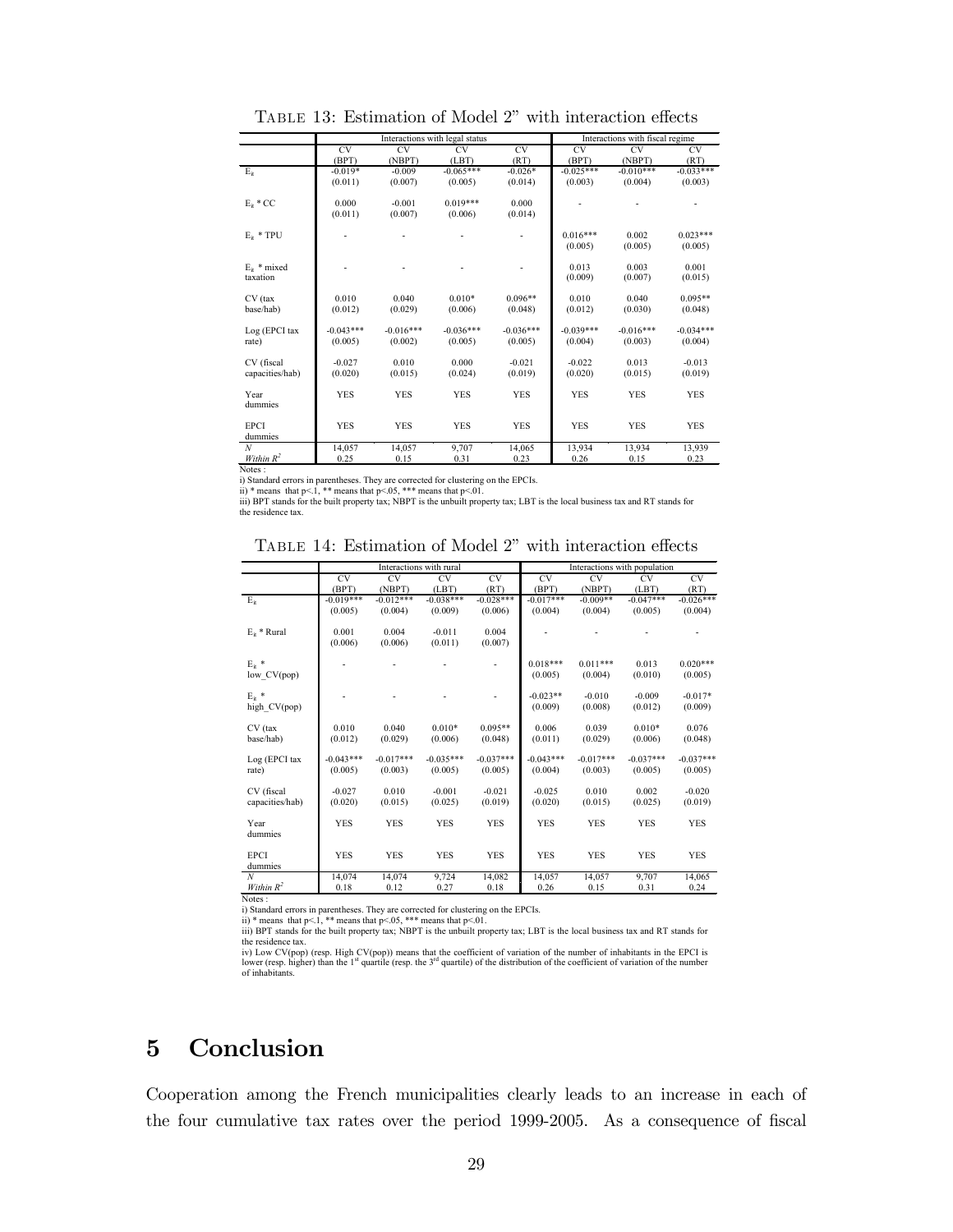TABLE 13: Estimation of Model 2" with interaction effects

| | Interactions with legal status | | | | Interactions with fiscal regime | | |
|---|---|---|---|---|---|---|---|
| | CV (BPT) | CV (NBPT) | CV (LBT) | CV (RT) | CV (BPT) | CV (NBPT) | CV (RT) |
| $E_g$ | -0.019* (0.011) | -0.009 (0.007) | -0.065*** (0.005) | -0.026* (0.014) | -0.025*** (0.003) | -0.010*** (0.004) | -0.033*** (0.003) |
| $E_g$ * CC | 0.000 (0.011) | -0.001 (0.007) | 0.019*** (0.006) | 0.000 (0.014) | - | - | - |
| $E_g$ * TPU | - | - | - | - | 0.016*** (0.005) | 0.002 (0.005) | 0.023*** (0.005) |
| $E_g$ * mixed taxation | - | - | - | - | 0.013 (0.009) | 0.003 (0.007) | 0.001 (0.015) |
| CV (tax base/hab) | 0.010 (0.012) | 0.040 (0.029) | 0.010* (0.006) | 0.096** (0.048) | 0.010 (0.012) | 0.040 (0.030) | 0.095** (0.048) |
| Log (EPCI tax rate) | -0.043*** (0.005) | -0.016*** (0.002) | -0.036*** (0.005) | -0.036*** (0.005) | -0.039*** (0.004) | -0.016*** (0.003) | -0.034*** (0.004) |
| CV (fiscal capacities/hab) | -0.027 (0.020) | 0.010 (0.015) | 0.000 (0.024) | -0.021 (0.019) | -0.022 (0.020) | 0.013 (0.015) | -0.013 (0.019) |
| Year dummies | YES | YES | YES | YES | YES | YES | YES |
| EPCI dummies | YES | YES | YES | YES | YES | YES | YES |
| *N* | 14,057 | 14,057 | 9,707 | 14,065 | 13,934 | 13,934 | 13,939 |
| *Within* $R^2$ | 0.25 | 0.15 | 0.31 | 0.23 | 0.26 | 0.15 | 0.23 |

Notes :
i) Standard errors in parentheses. They are corrected for clustering on the EPCIs.
ii) * means that p<.1, ** means that p<.05, *** means that p<.01.
iii) BPT stands for the built property tax; NBPT is the unbuilt property tax; LBT is the local business tax and RT stands for the residence tax.

TABLE 14: Estimation of Model 2" with interaction effects

| | Interactions with rural | | | | Interactions with population | | | |
|---|---|---|---|---|---|---|---|---|
| | CV (BPT) | CV (NBPT) | CV (LBT) | CV (RT) | CV (BPT) | CV (NBPT) | CV (LBT) | CV (RT) |
| $E_g$ | -0.019*** (0.005) | -0.012*** (0.004) | -0.038*** (0.009) | -0.028*** (0.006) | -0.017*** (0.004) | -0.009** (0.004) | -0.047*** (0.005) | -0.026*** (0.004) |
| $E_g$ * Rural | 0.001 (0.006) | 0.004 (0.006) | -0.011 (0.011) | 0.004 (0.007) | - | - | - | - |
| $E_g$ * low_CV(pop) | - | - | - | - | 0.018*** (0.005) | 0.011*** (0.004) | 0.013 (0.010) | 0.020*** (0.005) |
| $E_g$ * high_CV(pop) | - | - | - | - | -0.023** (0.009) | -0.010 (0.008) | -0.009 (0.012) | -0.017* (0.009) |
| CV (tax base/hab) | 0.010 (0.012) | 0.040 (0.029) | 0.010* (0.006) | 0.095** (0.048) | 0.006 (0.011) | 0.039 (0.029) | 0.010* (0.006) | 0.076 (0.048) |
| Log (EPCI tax rate) | -0.043*** (0.005) | -0.017*** (0.003) | -0.035*** (0.005) | -0.037*** (0.005) | -0.043*** (0.004) | -0.017*** (0.003) | -0.037*** (0.005) | -0.037*** (0.005) |
| CV (fiscal capacities/hab) | -0.027 (0.020) | 0.010 (0.015) | -0.001 (0.025) | -0.021 (0.019) | -0.025 (0.020) | 0.010 (0.015) | 0.002 (0.025) | -0.020 (0.019) |
| Year dummies | YES | YES | YES | YES | YES | YES | YES | YES |
| EPCI dummies | YES | YES | YES | YES | YES | YES | YES | YES |
| *N* | 14,074 | 14,074 | 9,724 | 14,082 | 14,057 | 14,057 | 9,707 | 14,065 |
| *Within* $R^2$ | 0.18 | 0.12 | 0.27 | 0.18 | 0.26 | 0.15 | 0.31 | 0.24 |

Notes :
i) Standard errors in parentheses. They are corrected for clustering on the EPCIs.
ii) * means that p<.1, ** means that p<.05, *** means that p<.01.
iii) BPT stands for the built property tax; NBPT is the unbuilt property tax; LBT is the local business tax and RT stands for the residence tax.
iv) Low CV(pop) (resp. High CV(pop)) means that the coefficient of variation of the number of inhabitants in the EPCI is lower (resp. higher) than the 1st quartile (resp. the 3rd quartile) of the distribution of the coefficient of variation of the number of inhabitants.

# 5 Conclusion

Cooperation among the French municipalities clearly leads to an increase in each of the four cumulative tax rates over the period 1999-2005. As a consequence of fiscal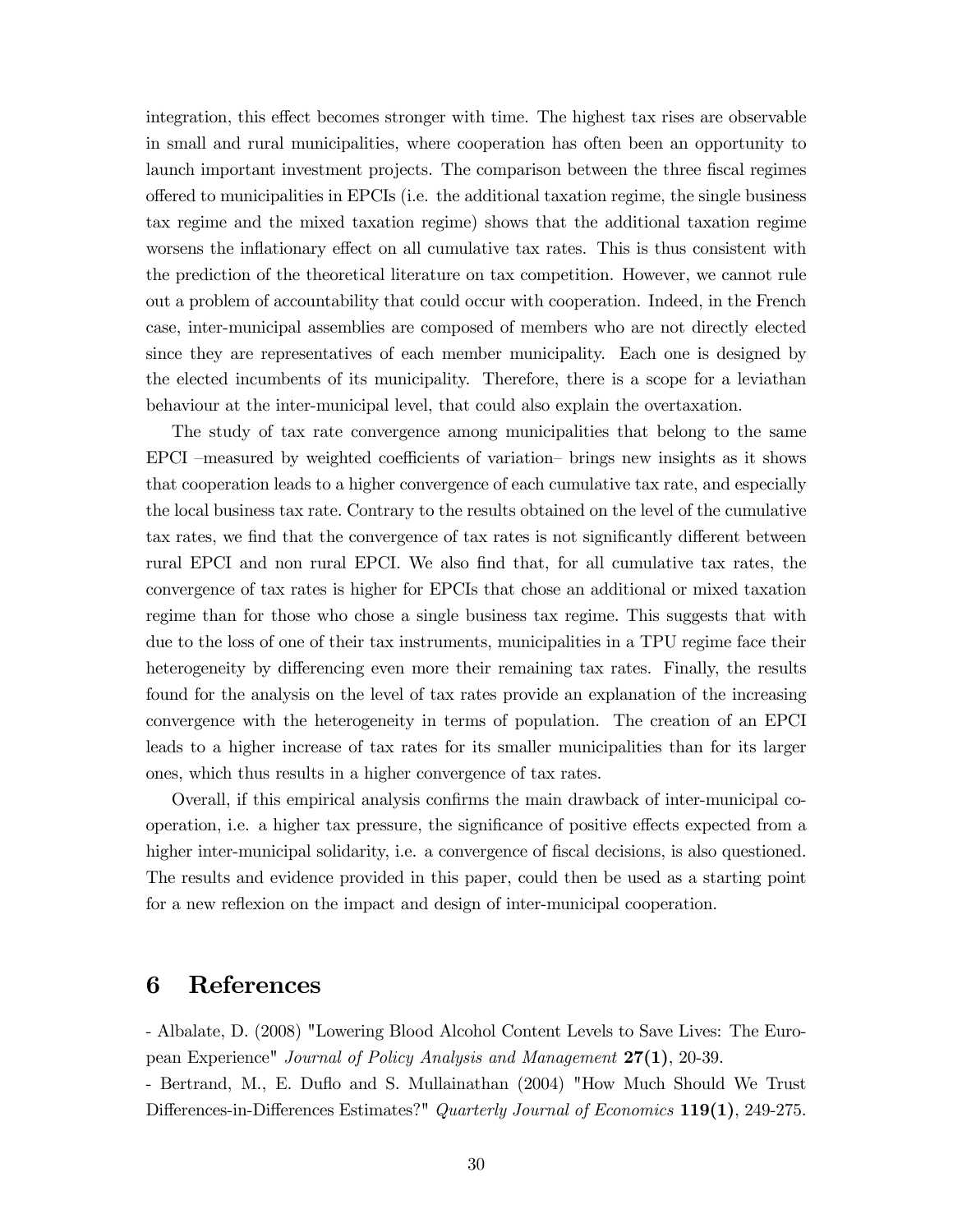integration, this effect becomes stronger with time. The highest tax rises are observable in small and rural municipalities, where cooperation has often been an opportunity to launch important investment projects. The comparison between the three fiscal regimes offered to municipalities in EPCIs (i.e. the additional taxation regime, the single business tax regime and the mixed taxation regime) shows that the additional taxation regime worsens the inflationary effect on all cumulative tax rates. This is thus consistent with the prediction of the theoretical literature on tax competition. However, we cannot rule out a problem of accountability that could occur with cooperation. Indeed, in the French case, inter-municipal assemblies are composed of members who are not directly elected since they are representatives of each member municipality. Each one is designed by the elected incumbents of its municipality. Therefore, there is a scope for a leviathan behaviour at the inter-municipal level, that could also explain the overtaxation.

The study of tax rate convergence among municipalities that belong to the same EPCI –measured by weighted coefficients of variation– brings new insights as it shows that cooperation leads to a higher convergence of each cumulative tax rate, and especially the local business tax rate. Contrary to the results obtained on the level of the cumulative tax rates, we find that the convergence of tax rates is not significantly different between rural EPCI and non rural EPCI. We also find that, for all cumulative tax rates, the convergence of tax rates is higher for EPCIs that chose an additional or mixed taxation regime than for those who chose a single business tax regime. This suggests that with due to the loss of one of their tax instruments, municipalities in a TPU regime face their heterogeneity by differencing even more their remaining tax rates. Finally, the results found for the analysis on the level of tax rates provide an explanation of the increasing convergence with the heterogeneity in terms of population. The creation of an EPCI leads to a higher increase of tax rates for its smaller municipalities than for its larger ones, which thus results in a higher convergence of tax rates.

Overall, if this empirical analysis confirms the main drawback of inter-municipal cooperation, i.e. a higher tax pressure, the significance of positive effects expected from a higher inter-municipal solidarity, i.e. a convergence of fiscal decisions, is also questioned. The results and evidence provided in this paper, could then be used as a starting point for a new reflexion on the impact and design of inter-municipal cooperation.

# 6 References

- Albalate, D. (2008) "Lowering Blood Alcohol Content Levels to Save Lives: The European Experience" *Journal of Policy Analysis and Management* **27(1)**, 20-39.
- Bertrand, M., E. Duflo and S. Mullainathan (2004) "How Much Should We Trust Differences-in-Differences Estimates?" *Quarterly Journal of Economics* **119(1)**, 249-275.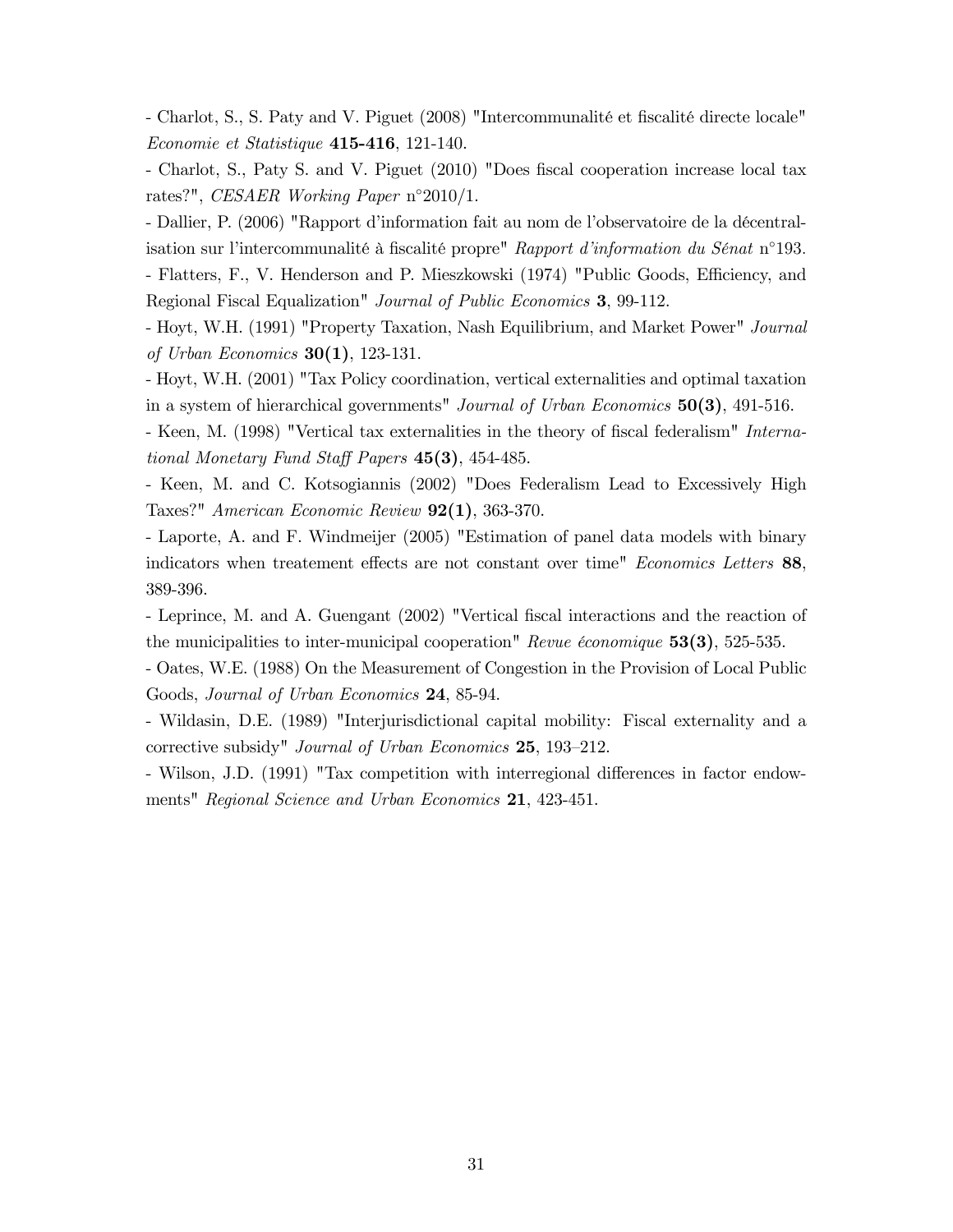- Charlot, S., S. Paty and V. Piguet (2008) "Intercommunalité et fiscalité directe locale" *Economie et Statistique* **415-416**, 121-140.

- Charlot, S., Paty S. and V. Piguet (2010) "Does fiscal cooperation increase local tax rates?", *CESAER Working Paper* n°2010/1.

- Dallier, P. (2006) "Rapport d'information fait au nom de l'observatoire de la décentralisation sur l'intercommunalité à fiscalité propre" *Rapport d'information du Sénat* n°193.

- Flatters, F., V. Henderson and P. Mieszkowski (1974) "Public Goods, Efficiency, and Regional Fiscal Equalization" *Journal of Public Economics* **3**, 99-112.

- Hoyt, W.H. (1991) "Property Taxation, Nash Equilibrium, and Market Power" *Journal of Urban Economics* **30(1)**, 123-131.

- Hoyt, W.H. (2001) "Tax Policy coordination, vertical externalities and optimal taxation in a system of hierarchical governments" *Journal of Urban Economics* **50(3)**, 491-516.

- Keen, M. (1998) "Vertical tax externalities in the theory of fiscal federalism" *International Monetary Fund Staff Papers* **45(3)**, 454-485.

- Keen, M. and C. Kotsogiannis (2002) "Does Federalism Lead to Excessively High Taxes?" *American Economic Review* **92(1)**, 363-370.

- Laporte, A. and F. Windmeijer (2005) "Estimation of panel data models with binary indicators when treatement effects are not constant over time" *Economics Letters* **88**, 389-396.

- Leprince, M. and A. Guengant (2002) "Vertical fiscal interactions and the reaction of the municipalities to inter-municipal cooperation" *Revue économique* **53(3)**, 525-535.

- Oates, W.E. (1988) On the Measurement of Congestion in the Provision of Local Public Goods, *Journal of Urban Economics* **24**, 85-94.

- Wildasin, D.E. (1989) "Interjurisdictional capital mobility: Fiscal externality and a corrective subsidy" *Journal of Urban Economics* **25**, 193–212.

- Wilson, J.D. (1991) "Tax competition with interregional differences in factor endowments" *Regional Science and Urban Economics* **21**, 423-451.